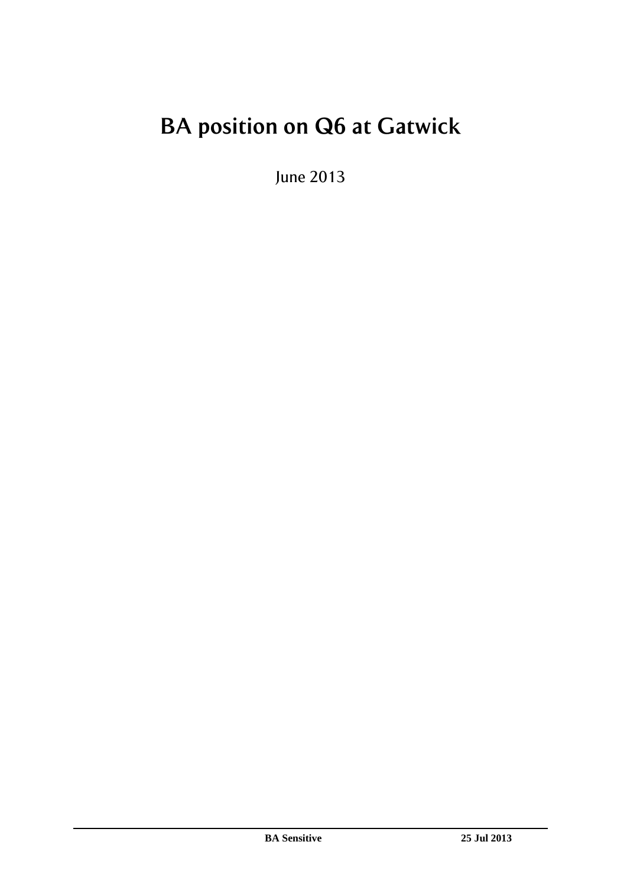# BA position on Q6 at Gatwick

June 2013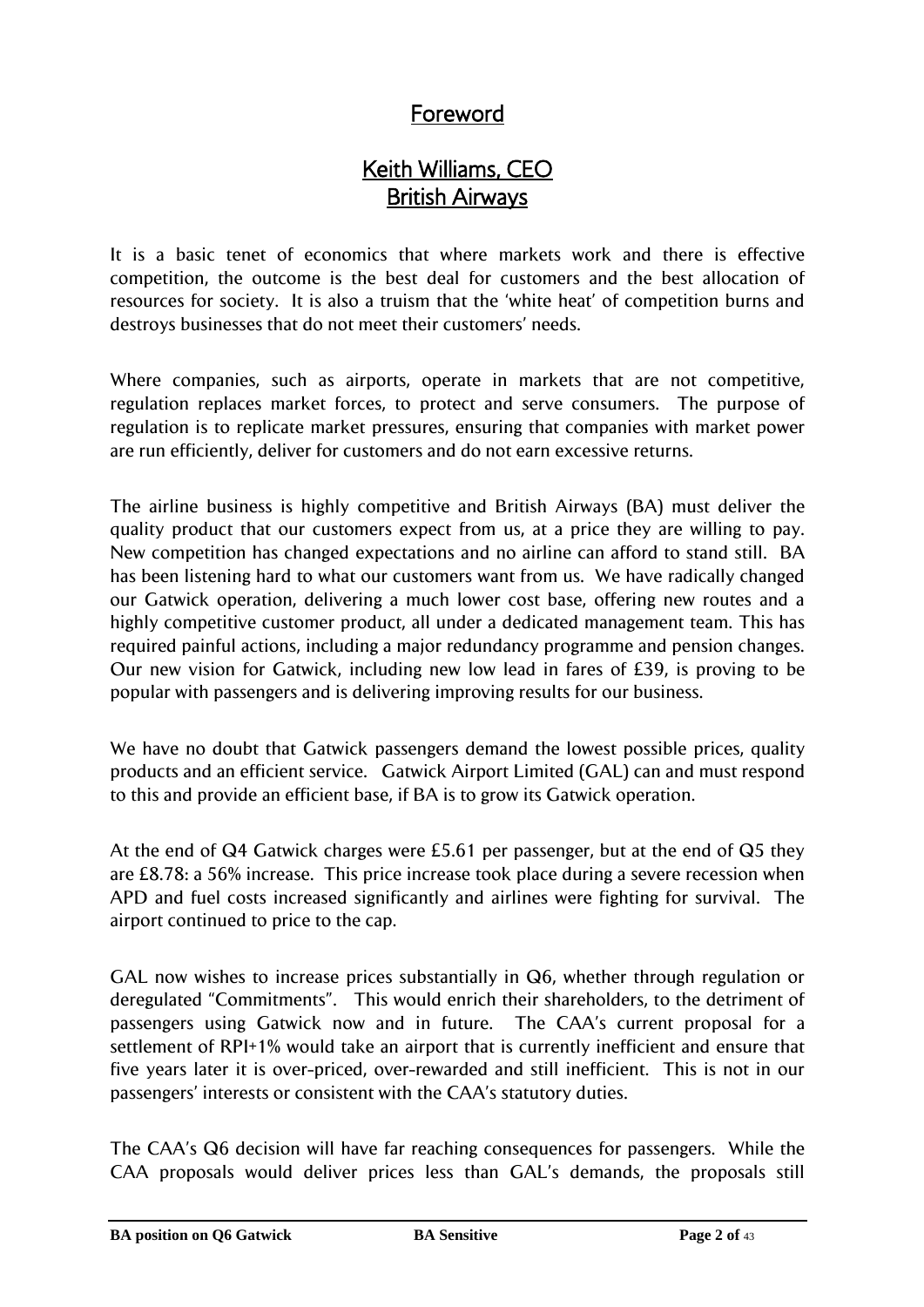## Foreword

## Keith Williams, CEO
## British Airways

It is a basic tenet of economics that where markets work and there is effective competition, the outcome is the best deal for customers and the best allocation of resources for society. It is also a truism that the 'white heat' of competition burns and destroys businesses that do not meet their customers' needs.

Where companies, such as airports, operate in markets that are not competitive, regulation replaces market forces, to protect and serve consumers. The purpose of regulation is to replicate market pressures, ensuring that companies with market power are run efficiently, deliver for customers and do not earn excessive returns.

The airline business is highly competitive and British Airways (BA) must deliver the quality product that our customers expect from us, at a price they are willing to pay. New competition has changed expectations and no airline can afford to stand still. BA has been listening hard to what our customers want from us. We have radically changed our Gatwick operation, delivering a much lower cost base, offering new routes and a highly competitive customer product, all under a dedicated management team. This has required painful actions, including a major redundancy programme and pension changes. Our new vision for Gatwick, including new low lead in fares of £39, is proving to be popular with passengers and is delivering improving results for our business.

We have no doubt that Gatwick passengers demand the lowest possible prices, quality products and an efficient service. Gatwick Airport Limited (GAL) can and must respond to this and provide an efficient base, if BA is to grow its Gatwick operation.

At the end of Q4 Gatwick charges were £5.61 per passenger, but at the end of Q5 they are £8.78: a 56% increase. This price increase took place during a severe recession when APD and fuel costs increased significantly and airlines were fighting for survival. The airport continued to price to the cap.

GAL now wishes to increase prices substantially in Q6, whether through regulation or deregulated "Commitments". This would enrich their shareholders, to the detriment of passengers using Gatwick now and in future. The CAA's current proposal for a settlement of RPI+1% would take an airport that is currently inefficient and ensure that five years later it is over-priced, over-rewarded and still inefficient. This is not in our passengers' interests or consistent with the CAA's statutory duties.

The CAA's Q6 decision will have far reaching consequences for passengers. While the CAA proposals would deliver prices less than GAL's demands, the proposals still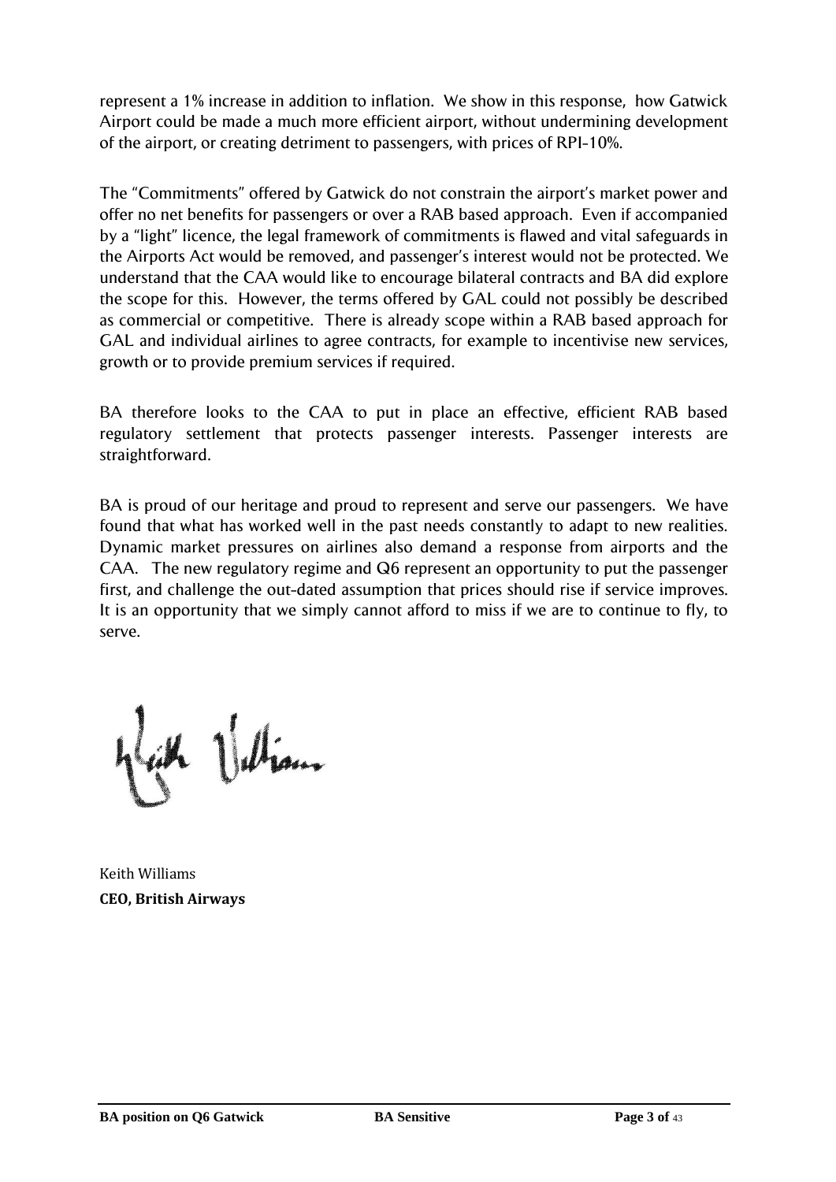represent a 1% increase in addition to inflation. We show in this response, how Gatwick Airport could be made a much more efficient airport, without undermining development of the airport, or creating detriment to passengers, with prices of RPI-10%.

The "Commitments" offered by Gatwick do not constrain the airport's market power and offer no net benefits for passengers or over a RAB based approach. Even if accompanied by a "light" licence, the legal framework of commitments is flawed and vital safeguards in the Airports Act would be removed, and passenger's interest would not be protected. We understand that the CAA would like to encourage bilateral contracts and BA did explore the scope for this. However, the terms offered by GAL could not possibly be described as commercial or competitive. There is already scope within a RAB based approach for GAL and individual airlines to agree contracts, for example to incentivise new services, growth or to provide premium services if required.

BA therefore looks to the CAA to put in place an effective, efficient RAB based regulatory settlement that protects passenger interests. Passenger interests are straightforward.

BA is proud of our heritage and proud to represent and serve our passengers. We have found that what has worked well in the past needs constantly to adapt to new realities. Dynamic market pressures on airlines also demand a response from airports and the CAA. The new regulatory regime and Q6 represent an opportunity to put the passenger first, and challenge the out-dated assumption that prices should rise if service improves. It is an opportunity that we simply cannot afford to miss if we are to continue to fly, to serve.

Keith Williams

**CEO, British Airways**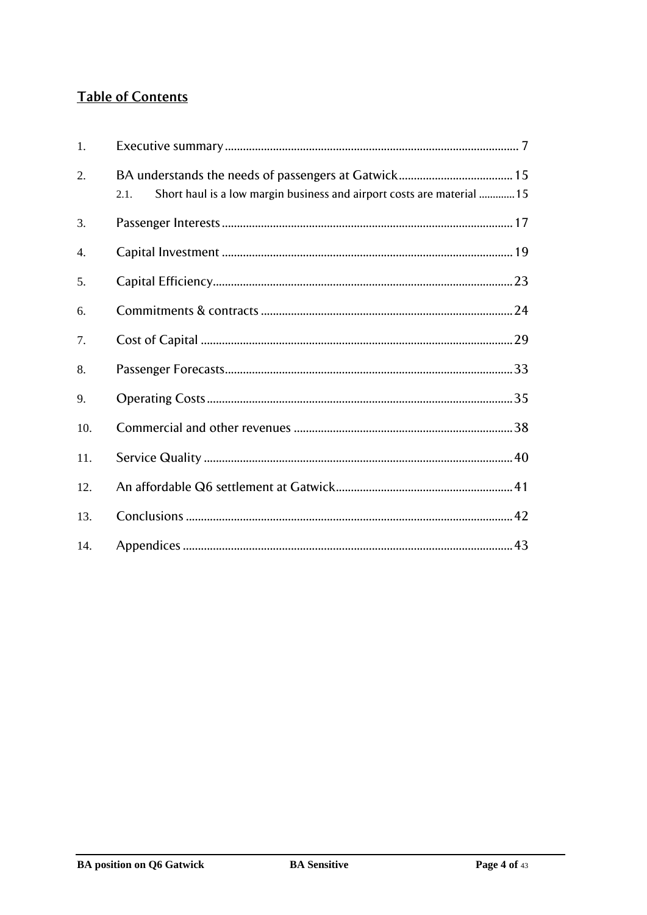## Table of Contents

1. Executive summary ..... 7
2. BA understands the needs of passengers at Gatwick ..... 15
   - 2.1. Short haul is a low margin business and airport costs are material ..... 15
3. Passenger Interests ..... 17
4. Capital Investment ..... 19
5. Capital Efficiency ..... 23
6. Commitments & contracts ..... 24
7. Cost of Capital ..... 29
8. Passenger Forecasts ..... 33
9. Operating Costs ..... 35
10. Commercial and other revenues ..... 38
11. Service Quality ..... 40
12. An affordable Q6 settlement at Gatwick ..... 41
13. Conclusions ..... 42
14. Appendices ..... 43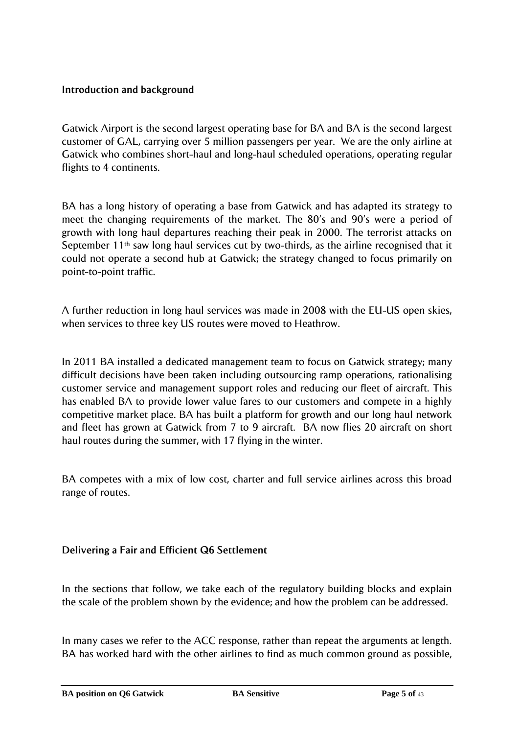## Introduction and background

Gatwick Airport is the second largest operating base for BA and BA is the second largest customer of GAL, carrying over 5 million passengers per year. We are the only airline at Gatwick who combines short-haul and long-haul scheduled operations, operating regular flights to 4 continents.

BA has a long history of operating a base from Gatwick and has adapted its strategy to meet the changing requirements of the market. The 80's and 90's were a period of growth with long haul departures reaching their peak in 2000. The terrorist attacks on September 11th saw long haul services cut by two-thirds, as the airline recognised that it could not operate a second hub at Gatwick; the strategy changed to focus primarily on point-to-point traffic.

A further reduction in long haul services was made in 2008 with the EU-US open skies, when services to three key US routes were moved to Heathrow.

In 2011 BA installed a dedicated management team to focus on Gatwick strategy; many difficult decisions have been taken including outsourcing ramp operations, rationalising customer service and management support roles and reducing our fleet of aircraft. This has enabled BA to provide lower value fares to our customers and compete in a highly competitive market place. BA has built a platform for growth and our long haul network and fleet has grown at Gatwick from 7 to 9 aircraft. BA now flies 20 aircraft on short haul routes during the summer, with 17 flying in the winter.

BA competes with a mix of low cost, charter and full service airlines across this broad range of routes.

## Delivering a Fair and Efficient Q6 Settlement

In the sections that follow, we take each of the regulatory building blocks and explain the scale of the problem shown by the evidence; and how the problem can be addressed.

In many cases we refer to the ACC response, rather than repeat the arguments at length. BA has worked hard with the other airlines to find as much common ground as possible,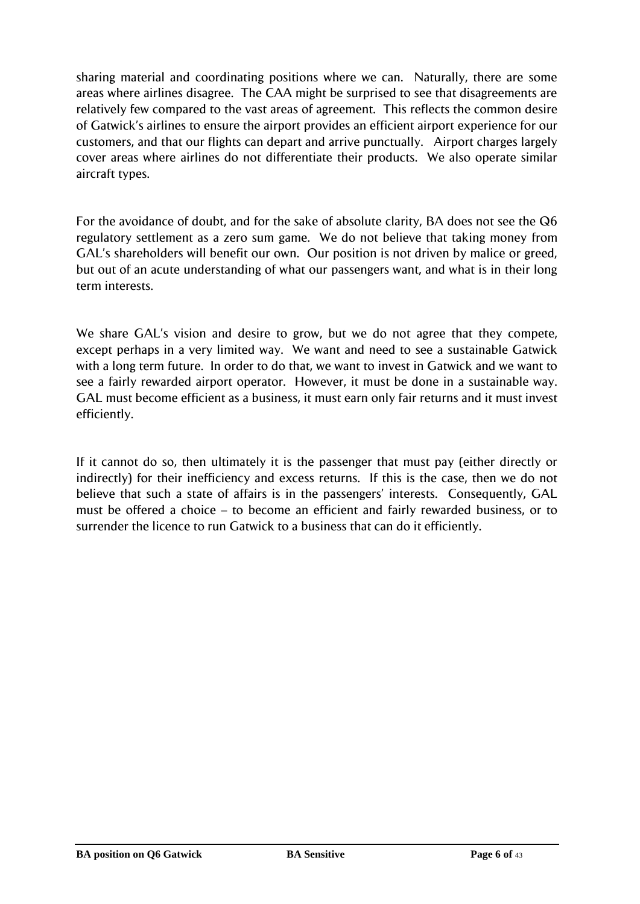sharing material and coordinating positions where we can. Naturally, there are some areas where airlines disagree. The CAA might be surprised to see that disagreements are relatively few compared to the vast areas of agreement. This reflects the common desire of Gatwick's airlines to ensure the airport provides an efficient airport experience for our customers, and that our flights can depart and arrive punctually. Airport charges largely cover areas where airlines do not differentiate their products. We also operate similar aircraft types.

For the avoidance of doubt, and for the sake of absolute clarity, BA does not see the Q6 regulatory settlement as a zero sum game. We do not believe that taking money from GAL's shareholders will benefit our own. Our position is not driven by malice or greed, but out of an acute understanding of what our passengers want, and what is in their long term interests.

We share GAL's vision and desire to grow, but we do not agree that they compete, except perhaps in a very limited way. We want and need to see a sustainable Gatwick with a long term future. In order to do that, we want to invest in Gatwick and we want to see a fairly rewarded airport operator. However, it must be done in a sustainable way. GAL must become efficient as a business, it must earn only fair returns and it must invest efficiently.

If it cannot do so, then ultimately it is the passenger that must pay (either directly or indirectly) for their inefficiency and excess returns. If this is the case, then we do not believe that such a state of affairs is in the passengers' interests. Consequently, GAL must be offered a choice – to become an efficient and fairly rewarded business, or to surrender the licence to run Gatwick to a business that can do it efficiently.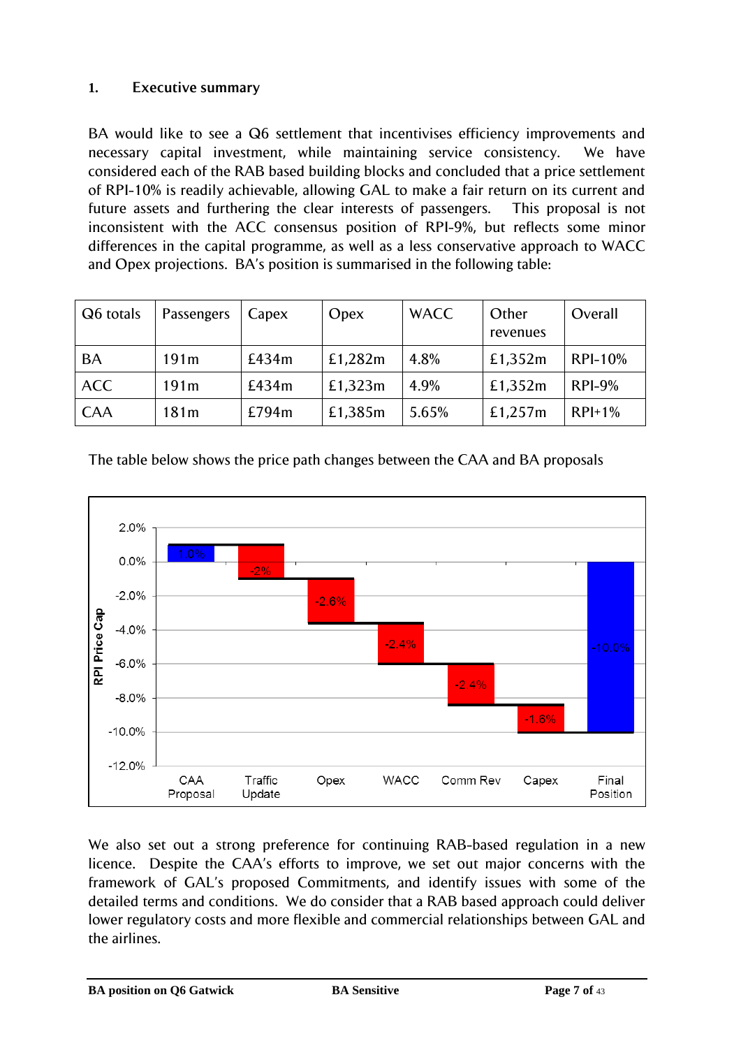## 1. Executive summary

BA would like to see a Q6 settlement that incentivises efficiency improvements and necessary capital investment, while maintaining service consistency. We have considered each of the RAB based building blocks and concluded that a price settlement of RPI-10% is readily achievable, allowing GAL to make a fair return on its current and future assets and furthering the clear interests of passengers. This proposal is not inconsistent with the ACC consensus position of RPI-9%, but reflects some minor differences in the capital programme, as well as a less conservative approach to WACC and Opex projections. BA's position is summarised in the following table:

| Q6 totals | Passengers | Capex | Opex | WACC | Other revenues | Overall |
|---|---|---|---|---|---|---|
| BA | 191m | £434m | £1,282m | 4.8% | £1,352m | RPI-10% |
| ACC | 191m | £434m | £1,323m | 4.9% | £1,352m | RPI-9% |
| CAA | 181m | £794m | £1,385m | 5.65% | £1,257m | RPI+1% |

The table below shows the price path changes between the CAA and BA proposals

| RPI Price Cap | CAA Proposal | Traffic Update | Opex | WACC | Comm Rev | Capex | Final Position |
|---|---|---|---|---|---|---|---|
| Change | 1.0% | -2% | -2.6% | -2.4% | -2.4% | -1.6% | -10.0% |

We also set out a strong preference for continuing RAB-based regulation in a new licence. Despite the CAA's efforts to improve, we set out major concerns with the framework of GAL's proposed Commitments, and identify issues with some of the detailed terms and conditions. We do consider that a RAB based approach could deliver lower regulatory costs and more flexible and commercial relationships between GAL and the airlines.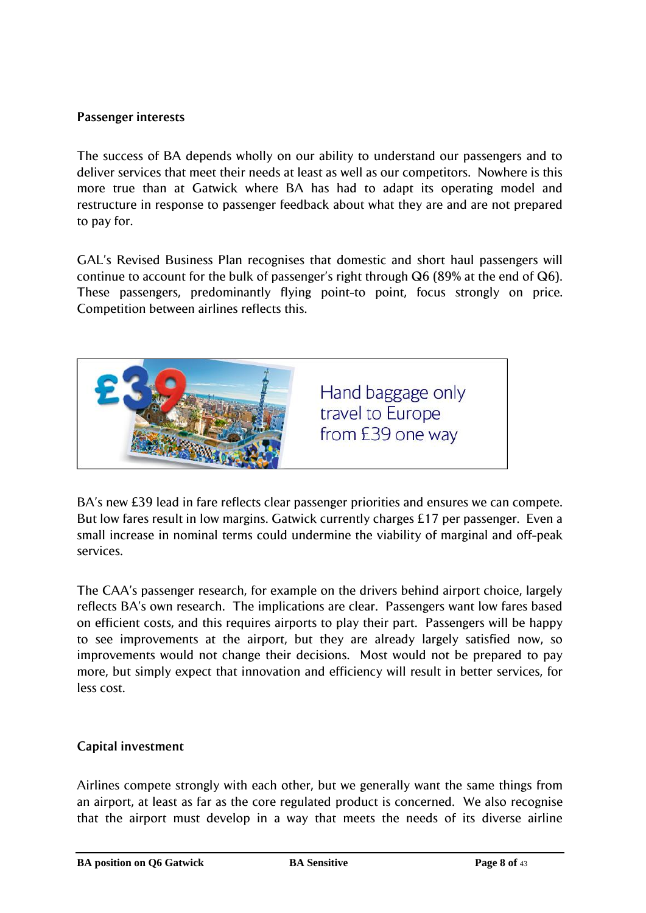**Passenger interests**

The success of BA depends wholly on our ability to understand our passengers and to deliver services that meet their needs at least as well as our competitors. Nowhere is this more true than at Gatwick where BA has had to adapt its operating model and restructure in response to passenger feedback about what they are and are not prepared to pay for.

GAL's Revised Business Plan recognises that domestic and short haul passengers will continue to account for the bulk of passenger's right through Q6 (89% at the end of Q6). These passengers, predominantly flying point-to point, focus strongly on price. Competition between airlines reflects this.

£39

Hand baggage only travel to Europe from £39 one way

BA's new £39 lead in fare reflects clear passenger priorities and ensures we can compete. But low fares result in low margins. Gatwick currently charges £17 per passenger. Even a small increase in nominal terms could undermine the viability of marginal and off-peak services.

The CAA's passenger research, for example on the drivers behind airport choice, largely reflects BA's own research. The implications are clear. Passengers want low fares based on efficient costs, and this requires airports to play their part. Passengers will be happy to see improvements at the airport, but they are already largely satisfied now, so improvements would not change their decisions. Most would not be prepared to pay more, but simply expect that innovation and efficiency will result in better services, for less cost.

**Capital investment**

Airlines compete strongly with each other, but we generally want the same things from an airport, at least as far as the core regulated product is concerned. We also recognise that the airport must develop in a way that meets the needs of its diverse airline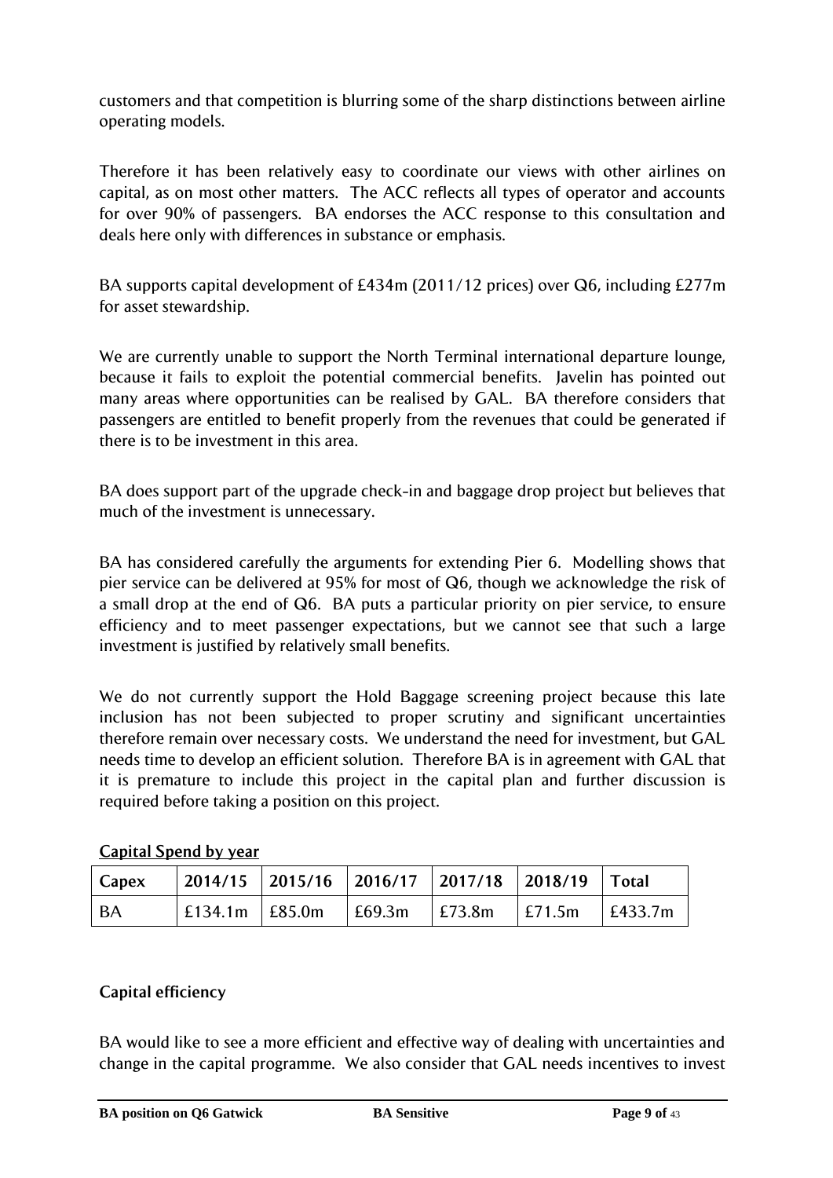customers and that competition is blurring some of the sharp distinctions between airline operating models.

Therefore it has been relatively easy to coordinate our views with other airlines on capital, as on most other matters. The ACC reflects all types of operator and accounts for over 90% of passengers. BA endorses the ACC response to this consultation and deals here only with differences in substance or emphasis.

BA supports capital development of £434m (2011/12 prices) over Q6, including £277m for asset stewardship.

We are currently unable to support the North Terminal international departure lounge, because it fails to exploit the potential commercial benefits. Javelin has pointed out many areas where opportunities can be realised by GAL. BA therefore considers that passengers are entitled to benefit properly from the revenues that could be generated if there is to be investment in this area.

BA does support part of the upgrade check-in and baggage drop project but believes that much of the investment is unnecessary.

BA has considered carefully the arguments for extending Pier 6. Modelling shows that pier service can be delivered at 95% for most of Q6, though we acknowledge the risk of a small drop at the end of Q6. BA puts a particular priority on pier service, to ensure efficiency and to meet passenger expectations, but we cannot see that such a large investment is justified by relatively small benefits.

We do not currently support the Hold Baggage screening project because this late inclusion has not been subjected to proper scrutiny and significant uncertainties therefore remain over necessary costs. We understand the need for investment, but GAL needs time to develop an efficient solution. Therefore BA is in agreement with GAL that it is premature to include this project in the capital plan and further discussion is required before taking a position on this project.

**Capital Spend by year**

| Capex | 2014/15 | 2015/16 | 2016/17 | 2017/18 | 2018/19 | Total |
|---|---|---|---|---|---|---|
| BA | £134.1m | £85.0m | £69.3m | £73.8m | £71.5m | £433.7m |

### Capital efficiency

BA would like to see a more efficient and effective way of dealing with uncertainties and change in the capital programme. We also consider that GAL needs incentives to invest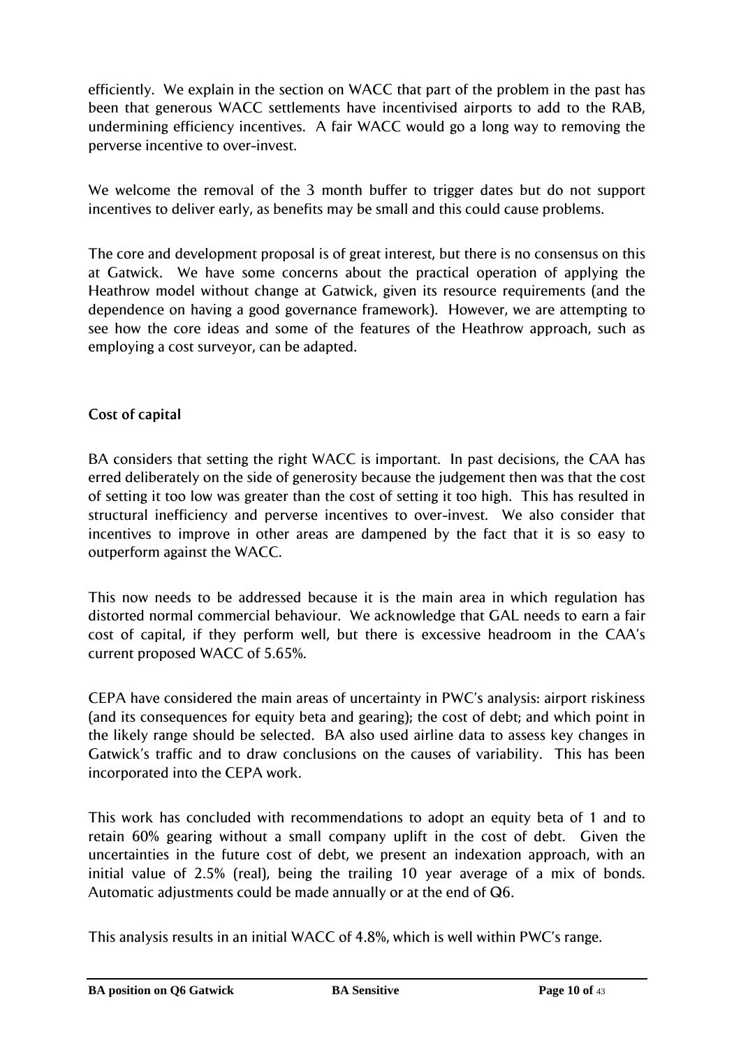efficiently. We explain in the section on WACC that part of the problem in the past has been that generous WACC settlements have incentivised airports to add to the RAB, undermining efficiency incentives. A fair WACC would go a long way to removing the perverse incentive to over-invest.

We welcome the removal of the 3 month buffer to trigger dates but do not support incentives to deliver early, as benefits may be small and this could cause problems.

The core and development proposal is of great interest, but there is no consensus on this at Gatwick. We have some concerns about the practical operation of applying the Heathrow model without change at Gatwick, given its resource requirements (and the dependence on having a good governance framework). However, we are attempting to see how the core ideas and some of the features of the Heathrow approach, such as employing a cost surveyor, can be adapted.

## Cost of capital

BA considers that setting the right WACC is important. In past decisions, the CAA has erred deliberately on the side of generosity because the judgement then was that the cost of setting it too low was greater than the cost of setting it too high. This has resulted in structural inefficiency and perverse incentives to over-invest. We also consider that incentives to improve in other areas are dampened by the fact that it is so easy to outperform against the WACC.

This now needs to be addressed because it is the main area in which regulation has distorted normal commercial behaviour. We acknowledge that GAL needs to earn a fair cost of capital, if they perform well, but there is excessive headroom in the CAA's current proposed WACC of 5.65%.

CEPA have considered the main areas of uncertainty in PWC's analysis: airport riskiness (and its consequences for equity beta and gearing); the cost of debt; and which point in the likely range should be selected. BA also used airline data to assess key changes in Gatwick's traffic and to draw conclusions on the causes of variability. This has been incorporated into the CEPA work.

This work has concluded with recommendations to adopt an equity beta of 1 and to retain 60% gearing without a small company uplift in the cost of debt. Given the uncertainties in the future cost of debt, we present an indexation approach, with an initial value of 2.5% (real), being the trailing 10 year average of a mix of bonds. Automatic adjustments could be made annually or at the end of Q6.

This analysis results in an initial WACC of 4.8%, which is well within PWC's range.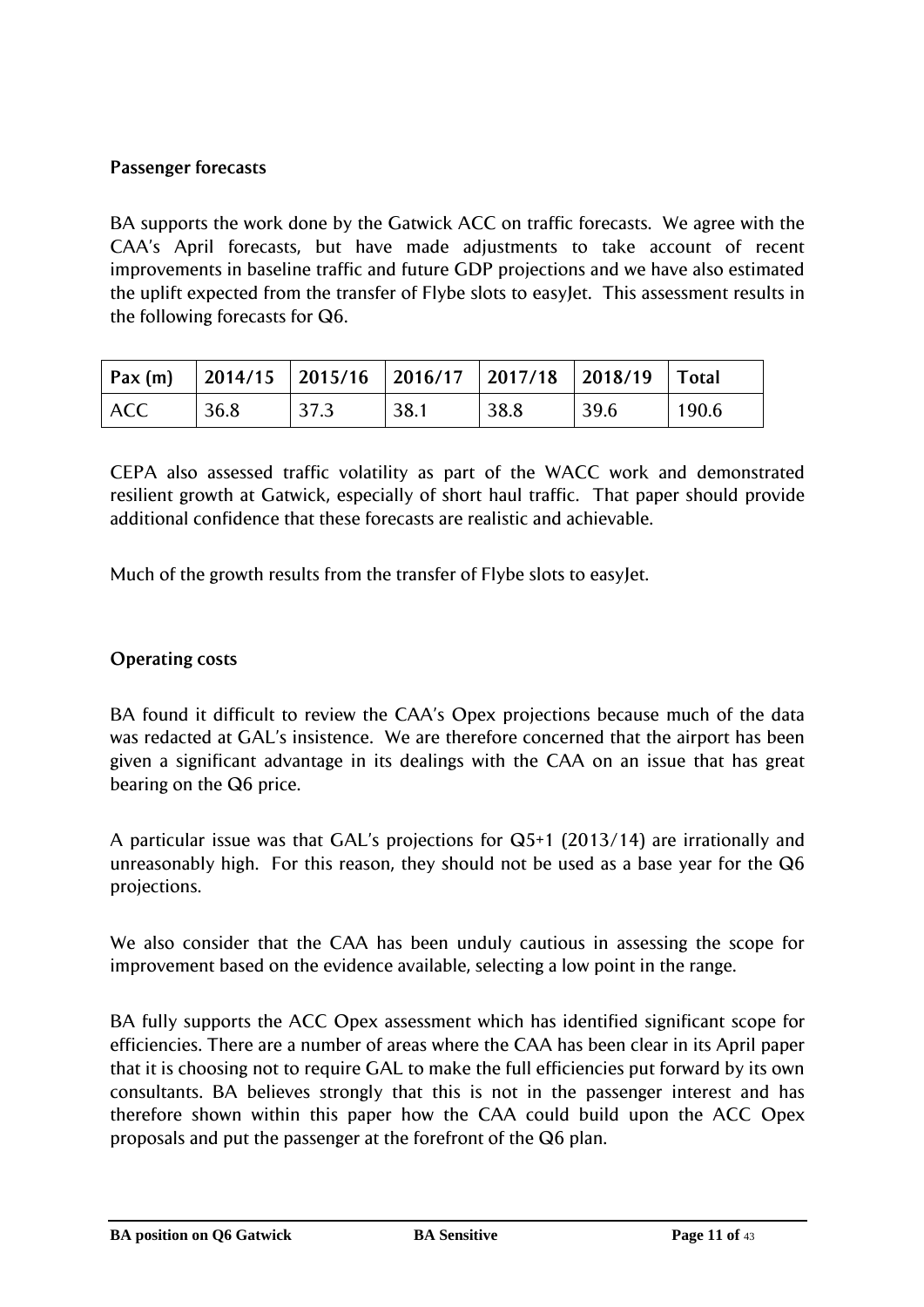### Passenger forecasts

BA supports the work done by the Gatwick ACC on traffic forecasts. We agree with the CAA's April forecasts, but have made adjustments to take account of recent improvements in baseline traffic and future GDP projections and we have also estimated the uplift expected from the transfer of Flybe slots to easyJet. This assessment results in the following forecasts for Q6.

| Pax (m) | 2014/15 | 2015/16 | 2016/17 | 2017/18 | 2018/19 | Total |
|---|---|---|---|---|---|---|
| ACC | 36.8 | 37.3 | 38.1 | 38.8 | 39.6 | 190.6 |

CEPA also assessed traffic volatility as part of the WACC work and demonstrated resilient growth at Gatwick, especially of short haul traffic. That paper should provide additional confidence that these forecasts are realistic and achievable.

Much of the growth results from the transfer of Flybe slots to easyJet.

### Operating costs

BA found it difficult to review the CAA's Opex projections because much of the data was redacted at GAL's insistence. We are therefore concerned that the airport has been given a significant advantage in its dealings with the CAA on an issue that has great bearing on the Q6 price.

A particular issue was that GAL's projections for Q5+1 (2013/14) are irrationally and unreasonably high. For this reason, they should not be used as a base year for the Q6 projections.

We also consider that the CAA has been unduly cautious in assessing the scope for improvement based on the evidence available, selecting a low point in the range.

BA fully supports the ACC Opex assessment which has identified significant scope for efficiencies. There are a number of areas where the CAA has been clear in its April paper that it is choosing not to require GAL to make the full efficiencies put forward by its own consultants. BA believes strongly that this is not in the passenger interest and has therefore shown within this paper how the CAA could build upon the ACC Opex proposals and put the passenger at the forefront of the Q6 plan.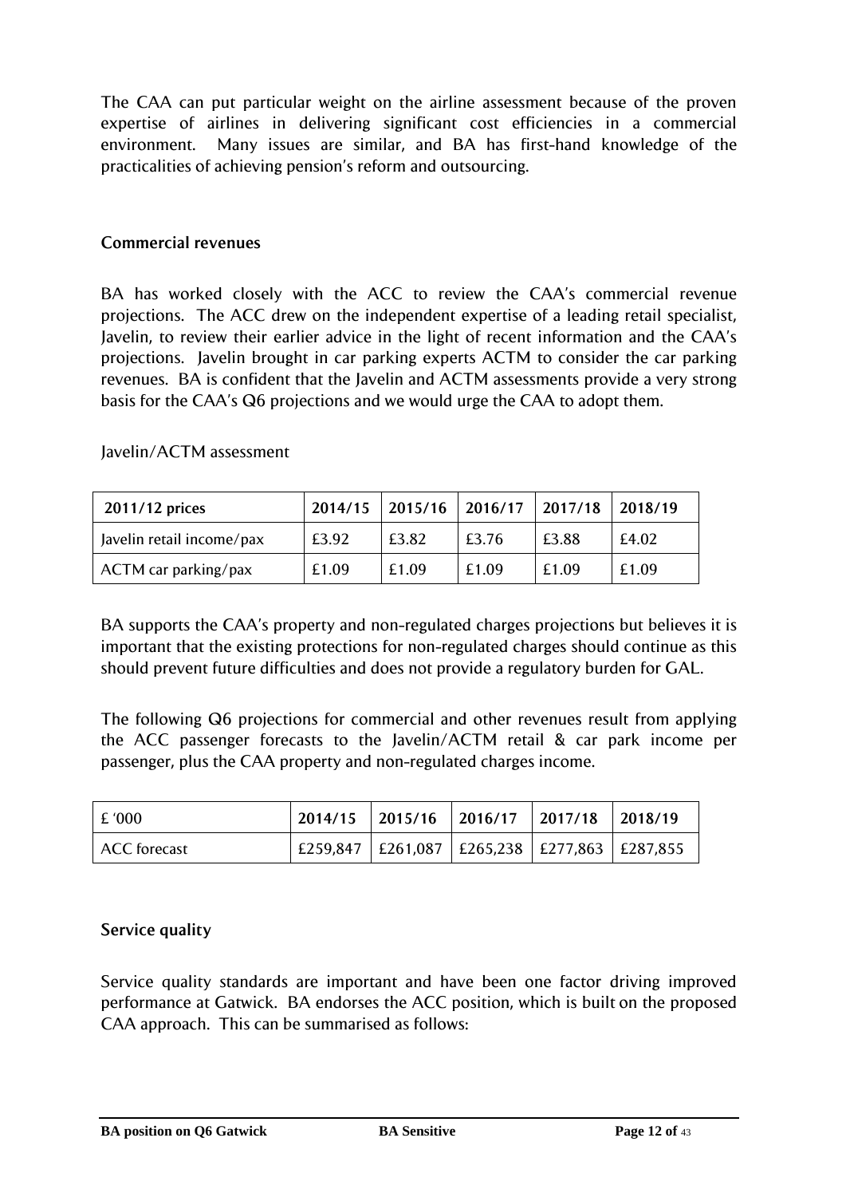The CAA can put particular weight on the airline assessment because of the proven expertise of airlines in delivering significant cost efficiencies in a commercial environment. Many issues are similar, and BA has first-hand knowledge of the practicalities of achieving pension's reform and outsourcing.

### Commercial revenues

BA has worked closely with the ACC to review the CAA's commercial revenue projections. The ACC drew on the independent expertise of a leading retail specialist, Javelin, to review their earlier advice in the light of recent information and the CAA's projections. Javelin brought in car parking experts ACTM to consider the car parking revenues. BA is confident that the Javelin and ACTM assessments provide a very strong basis for the CAA's Q6 projections and we would urge the CAA to adopt them.

Javelin/ACTM assessment

| 2011/12 prices | 2014/15 | 2015/16 | 2016/17 | 2017/18 | 2018/19 |
|---|---|---|---|---|---|
| Javelin retail income/pax | £3.92 | £3.82 | £3.76 | £3.88 | £4.02 |
| ACTM car parking/pax | £1.09 | £1.09 | £1.09 | £1.09 | £1.09 |

BA supports the CAA's property and non-regulated charges projections but believes it is important that the existing protections for non-regulated charges should continue as this should prevent future difficulties and does not provide a regulatory burden for GAL.

The following Q6 projections for commercial and other revenues result from applying the ACC passenger forecasts to the Javelin/ACTM retail & car park income per passenger, plus the CAA property and non-regulated charges income.

| £ '000 | 2014/15 | 2015/16 | 2016/17 | 2017/18 | 2018/19 |
|---|---|---|---|---|---|
| ACC forecast | £259,847 | £261,087 | £265,238 | £277,863 | £287,855 |

### Service quality

Service quality standards are important and have been one factor driving improved performance at Gatwick. BA endorses the ACC position, which is built on the proposed CAA approach. This can be summarised as follows: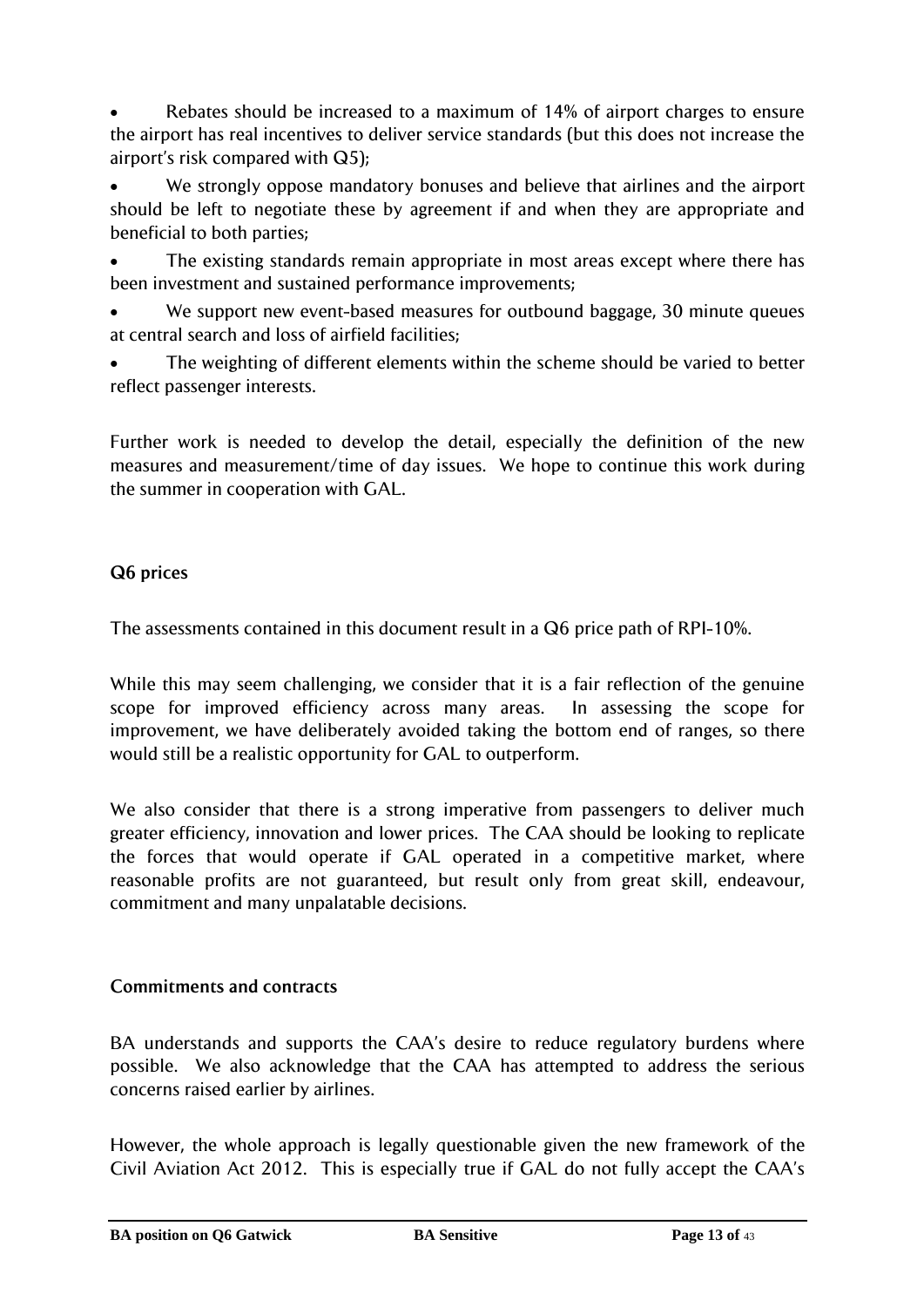- Rebates should be increased to a maximum of 14% of airport charges to ensure the airport has real incentives to deliver service standards (but this does not increase the airport's risk compared with Q5);
- We strongly oppose mandatory bonuses and believe that airlines and the airport should be left to negotiate these by agreement if and when they are appropriate and beneficial to both parties;
- The existing standards remain appropriate in most areas except where there has been investment and sustained performance improvements;
- We support new event-based measures for outbound baggage, 30 minute queues at central search and loss of airfield facilities;
- The weighting of different elements within the scheme should be varied to better reflect passenger interests.

Further work is needed to develop the detail, especially the definition of the new measures and measurement/time of day issues. We hope to continue this work during the summer in cooperation with GAL.

### Q6 prices

The assessments contained in this document result in a Q6 price path of RPI-10%.

While this may seem challenging, we consider that it is a fair reflection of the genuine scope for improved efficiency across many areas. In assessing the scope for improvement, we have deliberately avoided taking the bottom end of ranges, so there would still be a realistic opportunity for GAL to outperform.

We also consider that there is a strong imperative from passengers to deliver much greater efficiency, innovation and lower prices. The CAA should be looking to replicate the forces that would operate if GAL operated in a competitive market, where reasonable profits are not guaranteed, but result only from great skill, endeavour, commitment and many unpalatable decisions.

### Commitments and contracts

BA understands and supports the CAA's desire to reduce regulatory burdens where possible. We also acknowledge that the CAA has attempted to address the serious concerns raised earlier by airlines.

However, the whole approach is legally questionable given the new framework of the Civil Aviation Act 2012. This is especially true if GAL do not fully accept the CAA's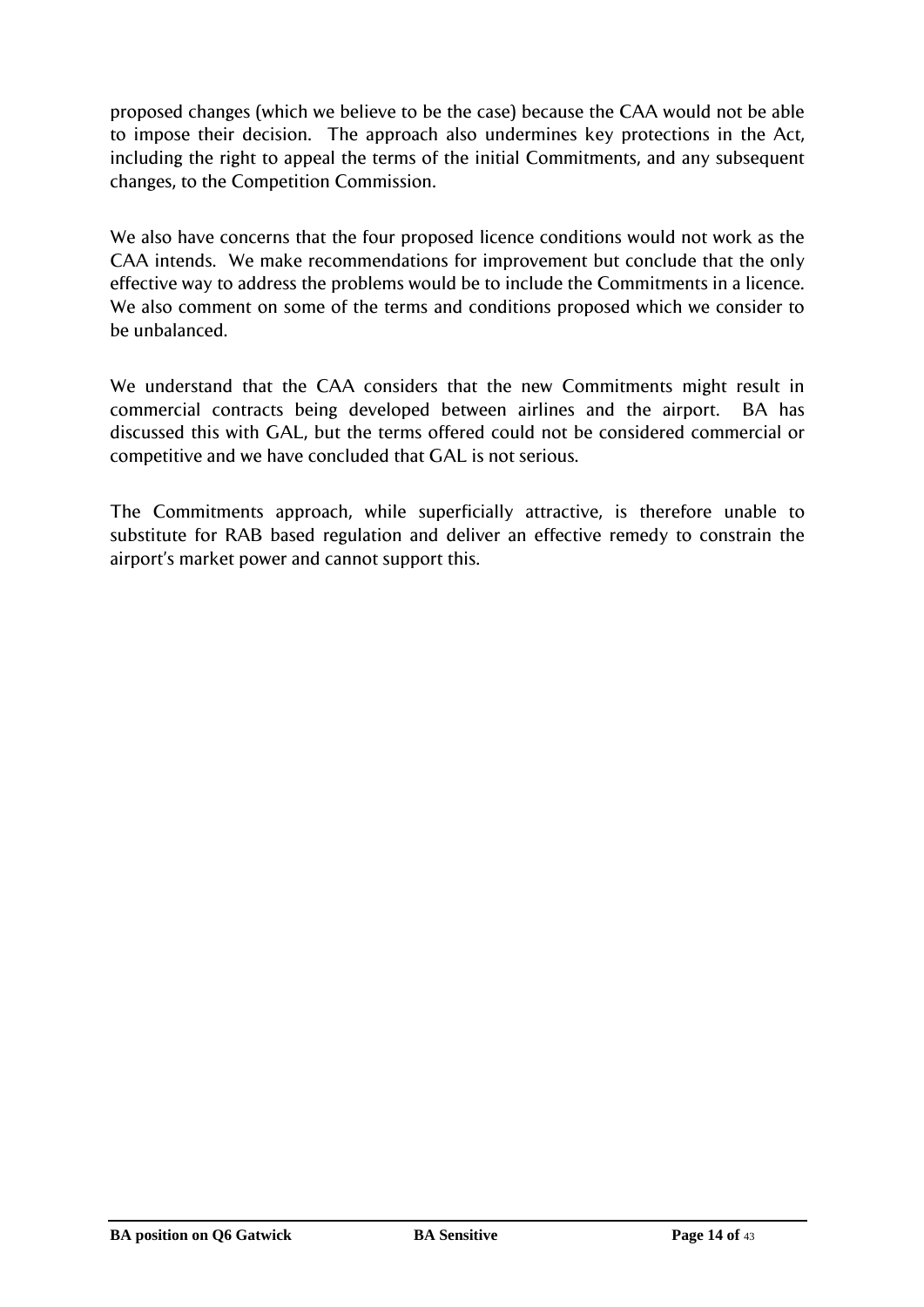proposed changes (which we believe to be the case) because the CAA would not be able to impose their decision. The approach also undermines key protections in the Act, including the right to appeal the terms of the initial Commitments, and any subsequent changes, to the Competition Commission.

We also have concerns that the four proposed licence conditions would not work as the CAA intends. We make recommendations for improvement but conclude that the only effective way to address the problems would be to include the Commitments in a licence. We also comment on some of the terms and conditions proposed which we consider to be unbalanced.

We understand that the CAA considers that the new Commitments might result in commercial contracts being developed between airlines and the airport. BA has discussed this with GAL, but the terms offered could not be considered commercial or competitive and we have concluded that GAL is not serious.

The Commitments approach, while superficially attractive, is therefore unable to substitute for RAB based regulation and deliver an effective remedy to constrain the airport's market power and cannot support this.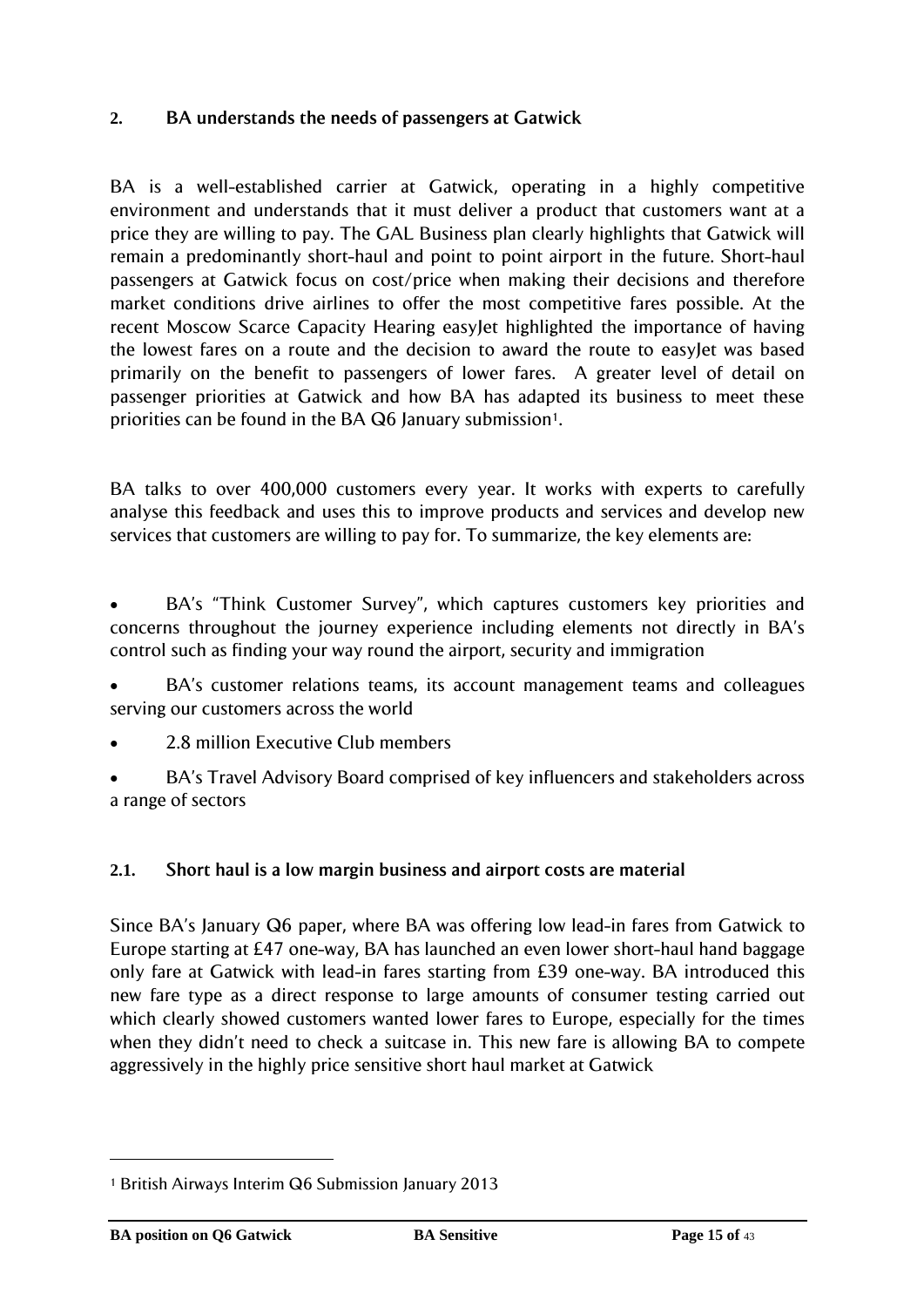## 2. BA understands the needs of passengers at Gatwick

BA is a well-established carrier at Gatwick, operating in a highly competitive environment and understands that it must deliver a product that customers want at a price they are willing to pay. The GAL Business plan clearly highlights that Gatwick will remain a predominantly short-haul and point to point airport in the future. Short-haul passengers at Gatwick focus on cost/price when making their decisions and therefore market conditions drive airlines to offer the most competitive fares possible. At the recent Moscow Scarce Capacity Hearing easyJet highlighted the importance of having the lowest fares on a route and the decision to award the route to easyJet was based primarily on the benefit to passengers of lower fares. A greater level of detail on passenger priorities at Gatwick and how BA has adapted its business to meet these priorities can be found in the BA Q6 January submission[1].

BA talks to over 400,000 customers every year. It works with experts to carefully analyse this feedback and uses this to improve products and services and develop new services that customers are willing to pay for. To summarize, the key elements are:

- BA's "Think Customer Survey", which captures customers key priorities and concerns throughout the journey experience including elements not directly in BA's control such as finding your way round the airport, security and immigration
- BA's customer relations teams, its account management teams and colleagues serving our customers across the world
- 2.8 million Executive Club members
- BA's Travel Advisory Board comprised of key influencers and stakeholders across a range of sectors

### 2.1. Short haul is a low margin business and airport costs are material

Since BA's January Q6 paper, where BA was offering low lead-in fares from Gatwick to Europe starting at £47 one-way, BA has launched an even lower short-haul hand baggage only fare at Gatwick with lead-in fares starting from £39 one-way. BA introduced this new fare type as a direct response to large amounts of consumer testing carried out which clearly showed customers wanted lower fares to Europe, especially for the times when they didn't need to check a suitcase in. This new fare is allowing BA to compete aggressively in the highly price sensitive short haul market at Gatwick

[1] British Airways Interim Q6 Submission January 2013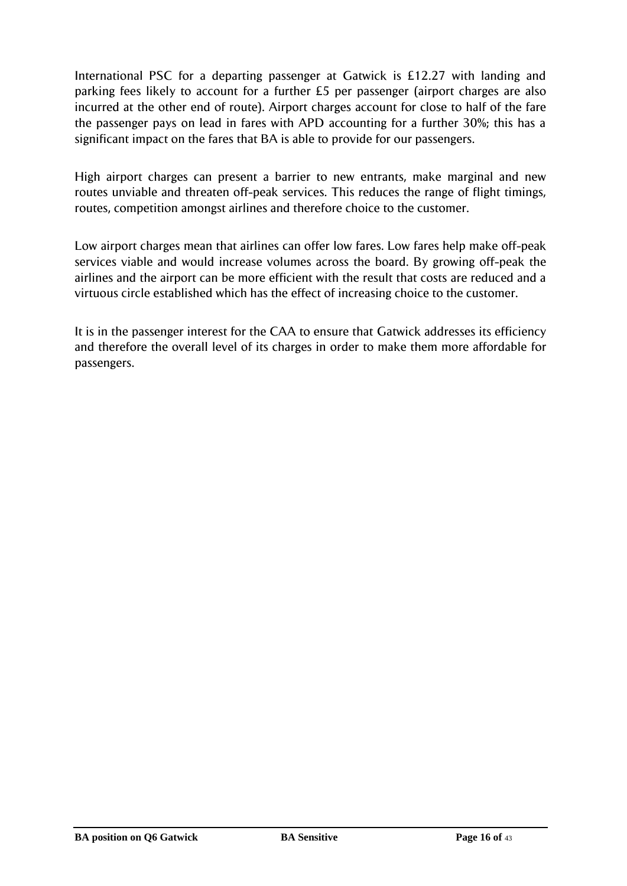International PSC for a departing passenger at Gatwick is £12.27 with landing and parking fees likely to account for a further £5 per passenger (airport charges are also incurred at the other end of route). Airport charges account for close to half of the fare the passenger pays on lead in fares with APD accounting for a further 30%; this has a significant impact on the fares that BA is able to provide for our passengers.

High airport charges can present a barrier to new entrants, make marginal and new routes unviable and threaten off-peak services. This reduces the range of flight timings, routes, competition amongst airlines and therefore choice to the customer.

Low airport charges mean that airlines can offer low fares. Low fares help make off-peak services viable and would increase volumes across the board. By growing off-peak the airlines and the airport can be more efficient with the result that costs are reduced and a virtuous circle established which has the effect of increasing choice to the customer.

It is in the passenger interest for the CAA to ensure that Gatwick addresses its efficiency and therefore the overall level of its charges in order to make them more affordable for passengers.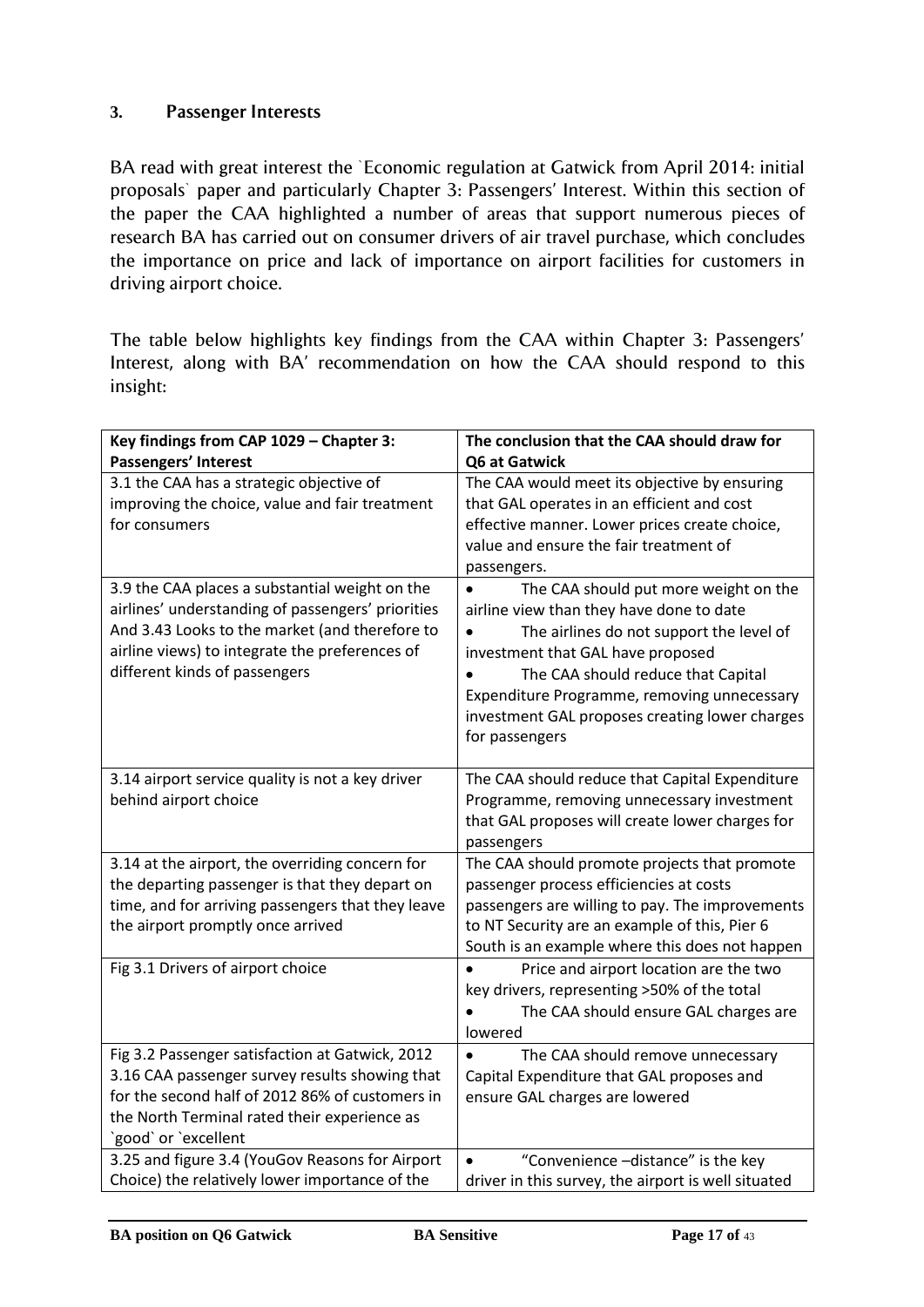## 3. Passenger Interests

BA read with great interest the `Economic regulation at Gatwick from April 2014: initial proposals` paper and particularly Chapter 3: Passengers' Interest. Within this section of the paper the CAA highlighted a number of areas that support numerous pieces of research BA has carried out on consumer drivers of air travel purchase, which concludes the importance on price and lack of importance on airport facilities for customers in driving airport choice.

The table below highlights key findings from the CAA within Chapter 3: Passengers' Interest, along with BA' recommendation on how the CAA should respond to this insight:

| Key findings from CAP 1029 – Chapter 3: Passengers' Interest | The conclusion that the CAA should draw for Q6 at Gatwick |
|---|---|
| 3.1 the CAA has a strategic objective of improving the choice, value and fair treatment for consumers | The CAA would meet its objective by ensuring that GAL operates in an efficient and cost effective manner. Lower prices create choice, value and ensure the fair treatment of passengers. |
| 3.9 the CAA places a substantial weight on the airlines' understanding of passengers' priorities And 3.43 Looks to the market (and therefore to airline views) to integrate the preferences of different kinds of passengers | • The CAA should put more weight on the airline view than they have done to date<br>• The airlines do not support the level of investment that GAL have proposed<br>• The CAA should reduce that Capital Expenditure Programme, removing unnecessary investment GAL proposes creating lower charges for passengers |
| 3.14 airport service quality is not a key driver behind airport choice | The CAA should reduce that Capital Expenditure Programme, removing unnecessary investment that GAL proposes will create lower charges for passengers |
| 3.14 at the airport, the overriding concern for the departing passenger is that they depart on time, and for arriving passengers that they leave the airport promptly once arrived | The CAA should promote projects that promote passenger process efficiencies at costs passengers are willing to pay. The improvements to NT Security are an example of this, Pier 6 South is an example where this does not happen |
| Fig 3.1 Drivers of airport choice | • Price and airport location are the two key drivers, representing >50% of the total<br>• The CAA should ensure GAL charges are lowered |
| Fig 3.2 Passenger satisfaction at Gatwick, 2012 3.16 CAA passenger survey results showing that for the second half of 2012 86% of customers in the North Terminal rated their experience as `good` or `excellent | • The CAA should remove unnecessary Capital Expenditure that GAL proposes and ensure GAL charges are lowered |
| 3.25 and figure 3.4 (YouGov Reasons for Airport Choice) the relatively lower importance of the | • "Convenience –distance" is the key driver in this survey, the airport is well situated |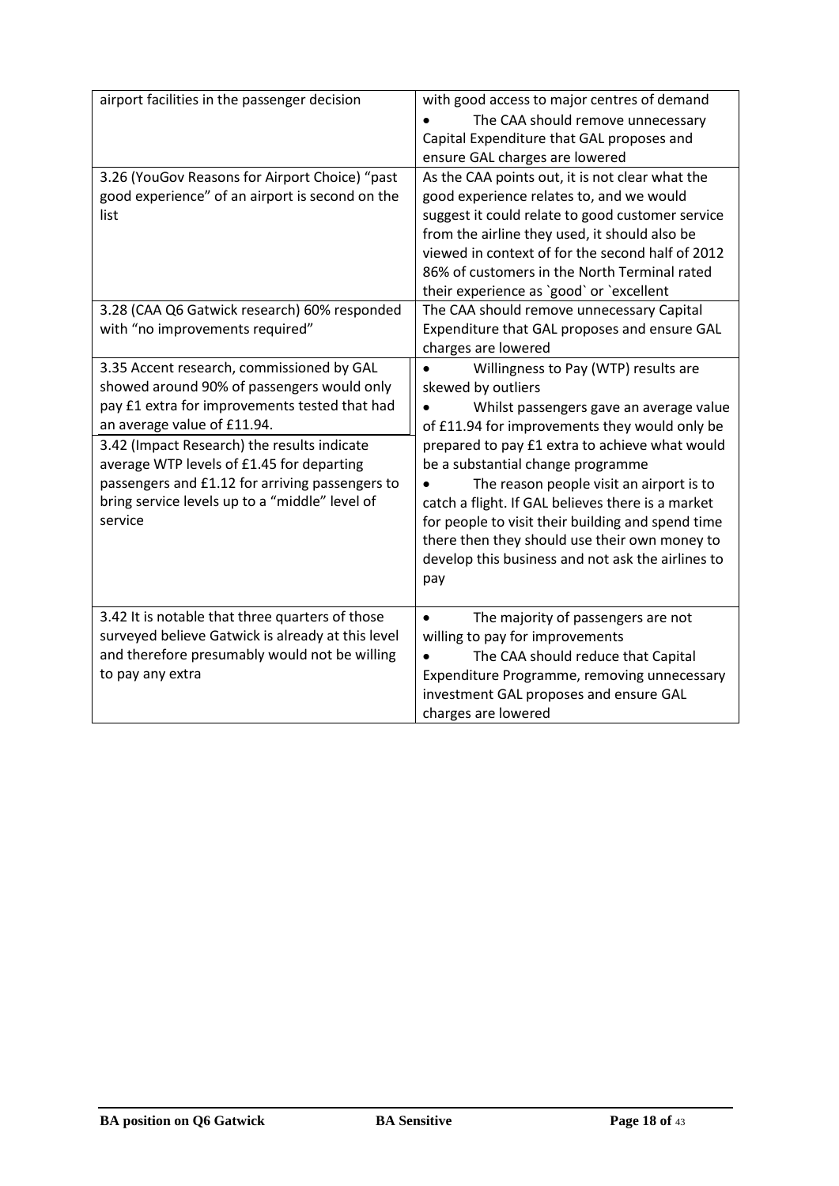| | |
|---|---|
| airport facilities in the passenger decision | with good access to major centres of demand<br>• The CAA should remove unnecessary Capital Expenditure that GAL proposes and ensure GAL charges are lowered |
| 3.26 (YouGov Reasons for Airport Choice) "past good experience" of an airport is second on the list | As the CAA points out, it is not clear what the good experience relates to, and we would suggest it could relate to good customer service from the airline they used, it should also be viewed in context of for the second half of 2012 86% of customers in the North Terminal rated their experience as `good` or `excellent |
| 3.28 (CAA Q6 Gatwick research) 60% responded with "no improvements required" | The CAA should remove unnecessary Capital Expenditure that GAL proposes and ensure GAL charges are lowered |
| 3.35 Accent research, commissioned by GAL showed around 90% of passengers would only pay £1 extra for improvements tested that had an average value of £11.94.<br>3.42 (Impact Research) the results indicate average WTP levels of £1.45 for departing passengers and £1.12 for arriving passengers to bring service levels up to a "middle" level of service | • Willingness to Pay (WTP) results are skewed by outliers<br>• Whilst passengers gave an average value of £11.94 for improvements they would only be prepared to pay £1 extra to achieve what would be a substantial change programme<br>• The reason people visit an airport is to catch a flight. If GAL believes there is a market for people to visit their building and spend time there then they should use their own money to develop this business and not ask the airlines to pay |
| 3.42 It is notable that three quarters of those surveyed believe Gatwick is already at this level and therefore presumably would not be willing to pay any extra | • The majority of passengers are not willing to pay for improvements<br>• The CAA should reduce that Capital Expenditure Programme, removing unnecessary investment GAL proposes and ensure GAL charges are lowered |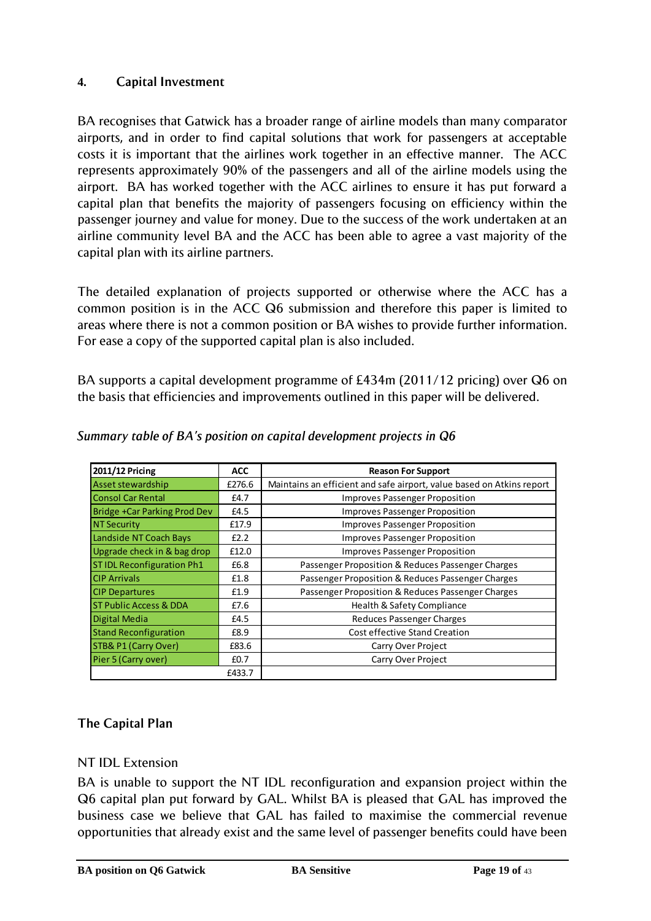## 4. Capital Investment

BA recognises that Gatwick has a broader range of airline models than many comparator airports, and in order to find capital solutions that work for passengers at acceptable costs it is important that the airlines work together in an effective manner. The ACC represents approximately 90% of the passengers and all of the airline models using the airport. BA has worked together with the ACC airlines to ensure it has put forward a capital plan that benefits the majority of passengers focusing on efficiency within the passenger journey and value for money. Due to the success of the work undertaken at an airline community level BA and the ACC has been able to agree a vast majority of the capital plan with its airline partners.

The detailed explanation of projects supported or otherwise where the ACC has a common position is in the ACC Q6 submission and therefore this paper is limited to areas where there is not a common position or BA wishes to provide further information. For ease a copy of the supported capital plan is also included.

BA supports a capital development programme of £434m (2011/12 pricing) over Q6 on the basis that efficiencies and improvements outlined in this paper will be delivered.

*Summary table of BA's position on capital development projects in Q6*

| 2011/12 Pricing | ACC | Reason For Support |
|---|---|---|
| Asset stewardship | £276.6 | Maintains an efficient and safe airport, value based on Atkins report |
| Consol Car Rental | £4.7 | Improves Passenger Proposition |
| Bridge +Car Parking Prod Dev | £4.5 | Improves Passenger Proposition |
| NT Security | £17.9 | Improves Passenger Proposition |
| Landside NT Coach Bays | £2.2 | Improves Passenger Proposition |
| Upgrade check in & bag drop | £12.0 | Improves Passenger Proposition |
| ST IDL Reconfiguration Ph1 | £6.8 | Passenger Proposition & Reduces Passenger Charges |
| CIP Arrivals | £1.8 | Passenger Proposition & Reduces Passenger Charges |
| CIP Departures | £1.9 | Passenger Proposition & Reduces Passenger Charges |
| ST Public Access & DDA | £7.6 | Health & Safety Compliance |
| Digital Media | £4.5 | Reduces Passenger Charges |
| Stand Reconfiguration | £8.9 | Cost effective Stand Creation |
| STB& P1 (Carry Over) | £83.6 | Carry Over Project |
| Pier 5 (Carry over) | £0.7 | Carry Over Project |
| | £433.7 | |

### The Capital Plan

NT IDL Extension

BA is unable to support the NT IDL reconfiguration and expansion project within the Q6 capital plan put forward by GAL. Whilst BA is pleased that GAL has improved the business case we believe that GAL has failed to maximise the commercial revenue opportunities that already exist and the same level of passenger benefits could have been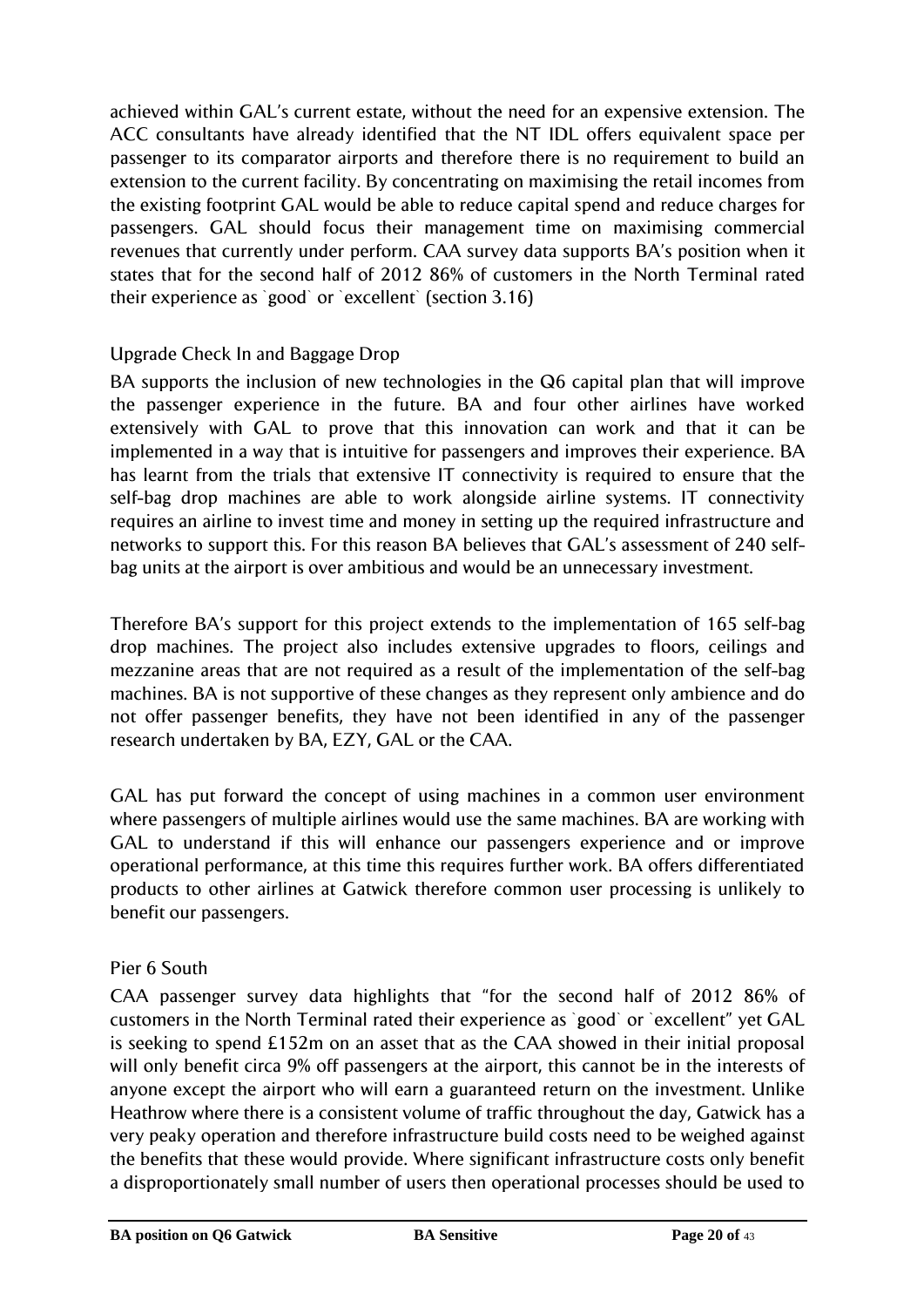achieved within GAL's current estate, without the need for an expensive extension. The ACC consultants have already identified that the NT IDL offers equivalent space per passenger to its comparator airports and therefore there is no requirement to build an extension to the current facility. By concentrating on maximising the retail incomes from the existing footprint GAL would be able to reduce capital spend and reduce charges for passengers. GAL should focus their management time on maximising commercial revenues that currently under perform. CAA survey data supports BA's position when it states that for the second half of 2012 86% of customers in the North Terminal rated their experience as `good` or `excellent` (section 3.16)

### Upgrade Check In and Baggage Drop

BA supports the inclusion of new technologies in the Q6 capital plan that will improve the passenger experience in the future. BA and four other airlines have worked extensively with GAL to prove that this innovation can work and that it can be implemented in a way that is intuitive for passengers and improves their experience. BA has learnt from the trials that extensive IT connectivity is required to ensure that the self-bag drop machines are able to work alongside airline systems. IT connectivity requires an airline to invest time and money in setting up the required infrastructure and networks to support this. For this reason BA believes that GAL's assessment of 240 self-bag units at the airport is over ambitious and would be an unnecessary investment.

Therefore BA's support for this project extends to the implementation of 165 self-bag drop machines. The project also includes extensive upgrades to floors, ceilings and mezzanine areas that are not required as a result of the implementation of the self-bag machines. BA is not supportive of these changes as they represent only ambience and do not offer passenger benefits, they have not been identified in any of the passenger research undertaken by BA, EZY, GAL or the CAA.

GAL has put forward the concept of using machines in a common user environment where passengers of multiple airlines would use the same machines. BA are working with GAL to understand if this will enhance our passengers experience and or improve operational performance, at this time this requires further work. BA offers differentiated products to other airlines at Gatwick therefore common user processing is unlikely to benefit our passengers.

### Pier 6 South

CAA passenger survey data highlights that "for the second half of 2012 86% of customers in the North Terminal rated their experience as `good` or `excellent" yet GAL is seeking to spend £152m on an asset that as the CAA showed in their initial proposal will only benefit circa 9% off passengers at the airport, this cannot be in the interests of anyone except the airport who will earn a guaranteed return on the investment. Unlike Heathrow where there is a consistent volume of traffic throughout the day, Gatwick has a very peaky operation and therefore infrastructure build costs need to be weighed against the benefits that these would provide. Where significant infrastructure costs only benefit a disproportionately small number of users then operational processes should be used to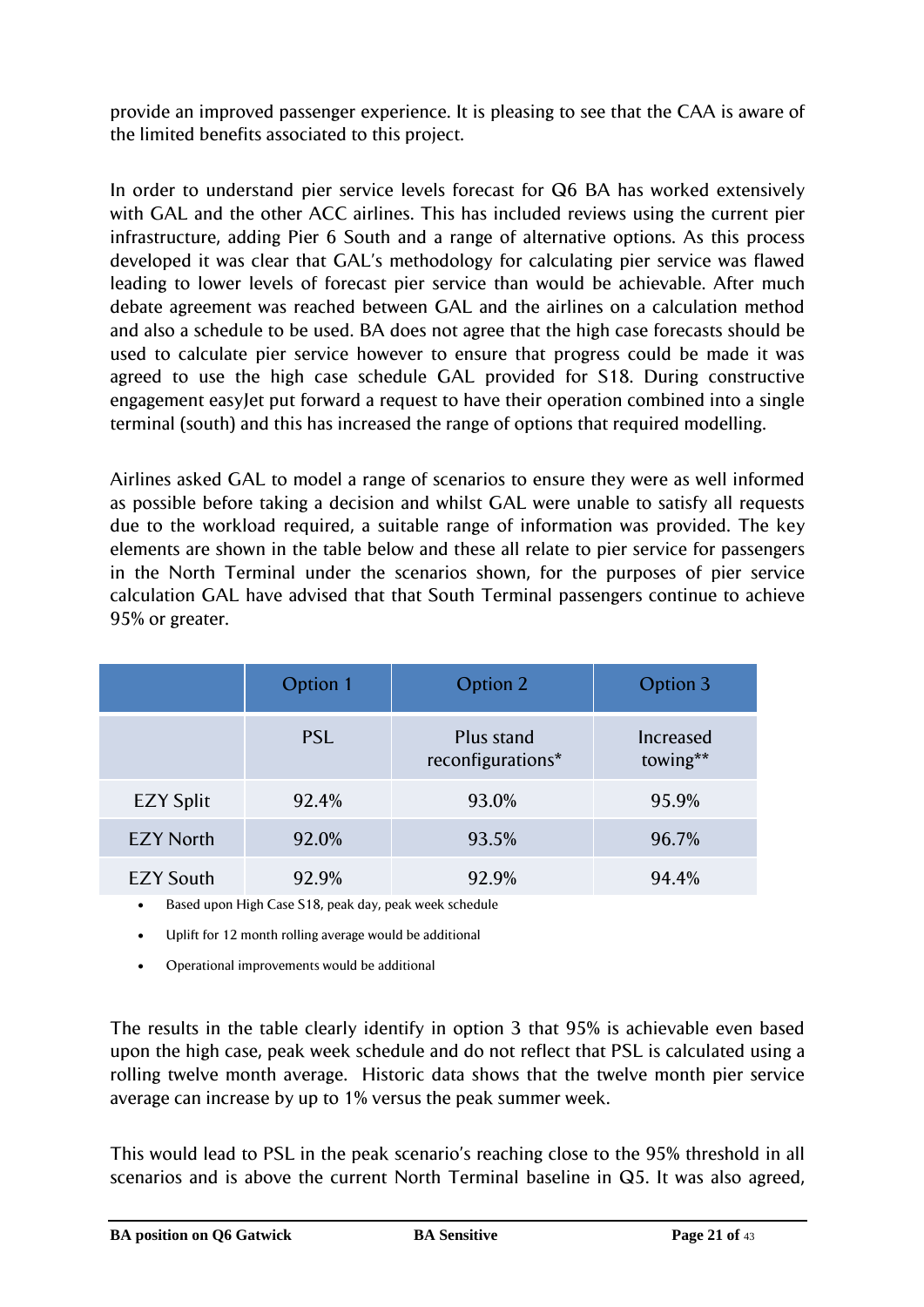provide an improved passenger experience. It is pleasing to see that the CAA is aware of the limited benefits associated to this project.

In order to understand pier service levels forecast for Q6 BA has worked extensively with GAL and the other ACC airlines. This has included reviews using the current pier infrastructure, adding Pier 6 South and a range of alternative options. As this process developed it was clear that GAL's methodology for calculating pier service was flawed leading to lower levels of forecast pier service than would be achievable. After much debate agreement was reached between GAL and the airlines on a calculation method and also a schedule to be used. BA does not agree that the high case forecasts should be used to calculate pier service however to ensure that progress could be made it was agreed to use the high case schedule GAL provided for S18. During constructive engagement easyJet put forward a request to have their operation combined into a single terminal (south) and this has increased the range of options that required modelling.

Airlines asked GAL to model a range of scenarios to ensure they were as well informed as possible before taking a decision and whilst GAL were unable to satisfy all requests due to the workload required, a suitable range of information was provided. The key elements are shown in the table below and these all relate to pier service for passengers in the North Terminal under the scenarios shown, for the purposes of pier service calculation GAL have advised that that South Terminal passengers continue to achieve 95% or greater.

| | Option 1 | Option 2 | Option 3 |
|---|---|---|---|
| | PSL | Plus stand reconfigurations* | Increased towing** |
| EZY Split | 92.4% | 93.0% | 95.9% |
| EZY North | 92.0% | 93.5% | 96.7% |
| EZY South | 92.9% | 92.9% | 94.4% |

- Based upon High Case S18, peak day, peak week schedule
- Uplift for 12 month rolling average would be additional
- Operational improvements would be additional

The results in the table clearly identify in option 3 that 95% is achievable even based upon the high case, peak week schedule and do not reflect that PSL is calculated using a rolling twelve month average. Historic data shows that the twelve month pier service average can increase by up to 1% versus the peak summer week.

This would lead to PSL in the peak scenario's reaching close to the 95% threshold in all scenarios and is above the current North Terminal baseline in Q5. It was also agreed,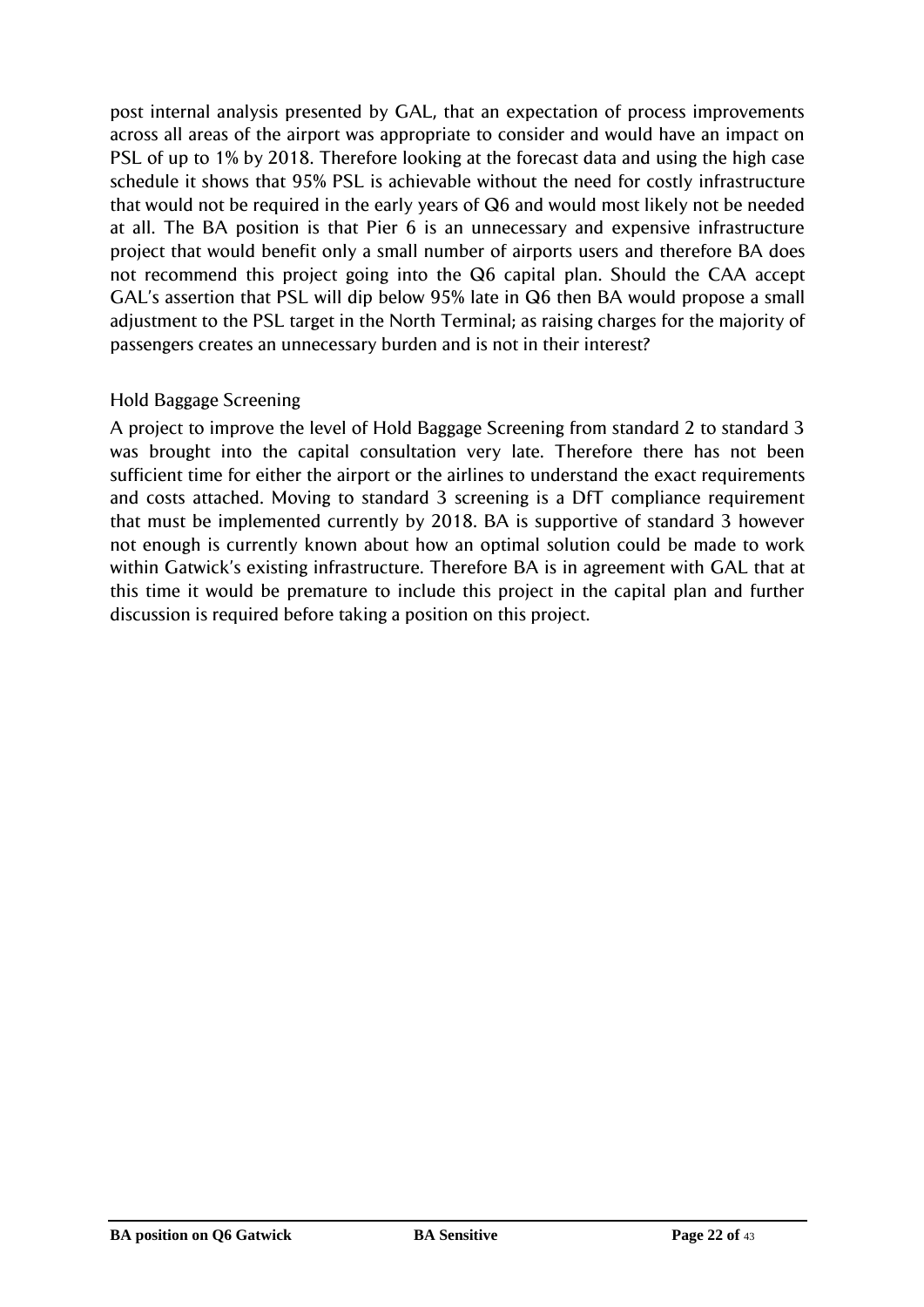post internal analysis presented by GAL, that an expectation of process improvements across all areas of the airport was appropriate to consider and would have an impact on PSL of up to 1% by 2018. Therefore looking at the forecast data and using the high case schedule it shows that 95% PSL is achievable without the need for costly infrastructure that would not be required in the early years of Q6 and would most likely not be needed at all. The BA position is that Pier 6 is an unnecessary and expensive infrastructure project that would benefit only a small number of airports users and therefore BA does not recommend this project going into the Q6 capital plan. Should the CAA accept GAL's assertion that PSL will dip below 95% late in Q6 then BA would propose a small adjustment to the PSL target in the North Terminal; as raising charges for the majority of passengers creates an unnecessary burden and is not in their interest?

### Hold Baggage Screening

A project to improve the level of Hold Baggage Screening from standard 2 to standard 3 was brought into the capital consultation very late. Therefore there has not been sufficient time for either the airport or the airlines to understand the exact requirements and costs attached. Moving to standard 3 screening is a DfT compliance requirement that must be implemented currently by 2018. BA is supportive of standard 3 however not enough is currently known about how an optimal solution could be made to work within Gatwick's existing infrastructure. Therefore BA is in agreement with GAL that at this time it would be premature to include this project in the capital plan and further discussion is required before taking a position on this project.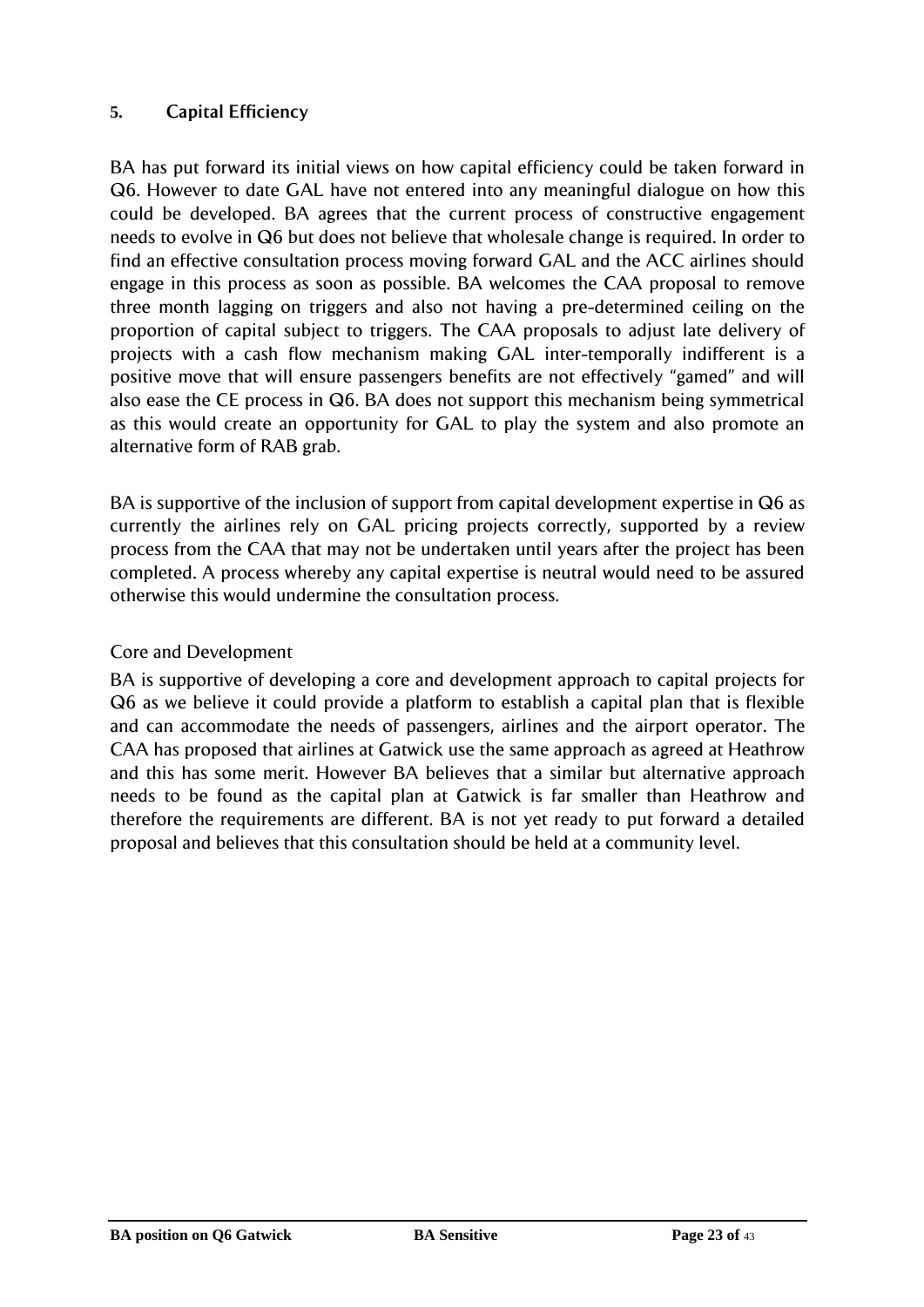## 5. Capital Efficiency

BA has put forward its initial views on how capital efficiency could be taken forward in Q6. However to date GAL have not entered into any meaningful dialogue on how this could be developed. BA agrees that the current process of constructive engagement needs to evolve in Q6 but does not believe that wholesale change is required. In order to find an effective consultation process moving forward GAL and the ACC airlines should engage in this process as soon as possible. BA welcomes the CAA proposal to remove three month lagging on triggers and also not having a pre-determined ceiling on the proportion of capital subject to triggers. The CAA proposals to adjust late delivery of projects with a cash flow mechanism making GAL inter-temporally indifferent is a positive move that will ensure passengers benefits are not effectively "gamed" and will also ease the CE process in Q6. BA does not support this mechanism being symmetrical as this would create an opportunity for GAL to play the system and also promote an alternative form of RAB grab.

BA is supportive of the inclusion of support from capital development expertise in Q6 as currently the airlines rely on GAL pricing projects correctly, supported by a review process from the CAA that may not be undertaken until years after the project has been completed. A process whereby any capital expertise is neutral would need to be assured otherwise this would undermine the consultation process.

### Core and Development

BA is supportive of developing a core and development approach to capital projects for Q6 as we believe it could provide a platform to establish a capital plan that is flexible and can accommodate the needs of passengers, airlines and the airport operator. The CAA has proposed that airlines at Gatwick use the same approach as agreed at Heathrow and this has some merit. However BA believes that a similar but alternative approach needs to be found as the capital plan at Gatwick is far smaller than Heathrow and therefore the requirements are different. BA is not yet ready to put forward a detailed proposal and believes that this consultation should be held at a community level.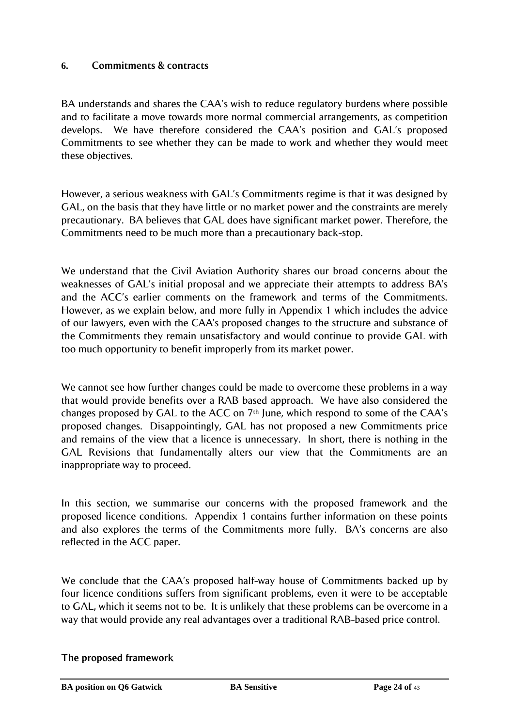## 6. Commitments & contracts

BA understands and shares the CAA's wish to reduce regulatory burdens where possible and to facilitate a move towards more normal commercial arrangements, as competition develops. We have therefore considered the CAA's position and GAL's proposed Commitments to see whether they can be made to work and whether they would meet these objectives.

However, a serious weakness with GAL's Commitments regime is that it was designed by GAL, on the basis that they have little or no market power and the constraints are merely precautionary. BA believes that GAL does have significant market power. Therefore, the Commitments need to be much more than a precautionary back-stop.

We understand that the Civil Aviation Authority shares our broad concerns about the weaknesses of GAL's initial proposal and we appreciate their attempts to address BA's and the ACC's earlier comments on the framework and terms of the Commitments. However, as we explain below, and more fully in Appendix 1 which includes the advice of our lawyers, even with the CAA's proposed changes to the structure and substance of the Commitments they remain unsatisfactory and would continue to provide GAL with too much opportunity to benefit improperly from its market power.

We cannot see how further changes could be made to overcome these problems in a way that would provide benefits over a RAB based approach. We have also considered the changes proposed by GAL to the ACC on 7th June, which respond to some of the CAA's proposed changes. Disappointingly, GAL has not proposed a new Commitments price and remains of the view that a licence is unnecessary. In short, there is nothing in the GAL Revisions that fundamentally alters our view that the Commitments are an inappropriate way to proceed.

In this section, we summarise our concerns with the proposed framework and the proposed licence conditions. Appendix 1 contains further information on these points and also explores the terms of the Commitments more fully. BA's concerns are also reflected in the ACC paper.

We conclude that the CAA's proposed half-way house of Commitments backed up by four licence conditions suffers from significant problems, even it were to be acceptable to GAL, which it seems not to be. It is unlikely that these problems can be overcome in a way that would provide any real advantages over a traditional RAB-based price control.

### The proposed framework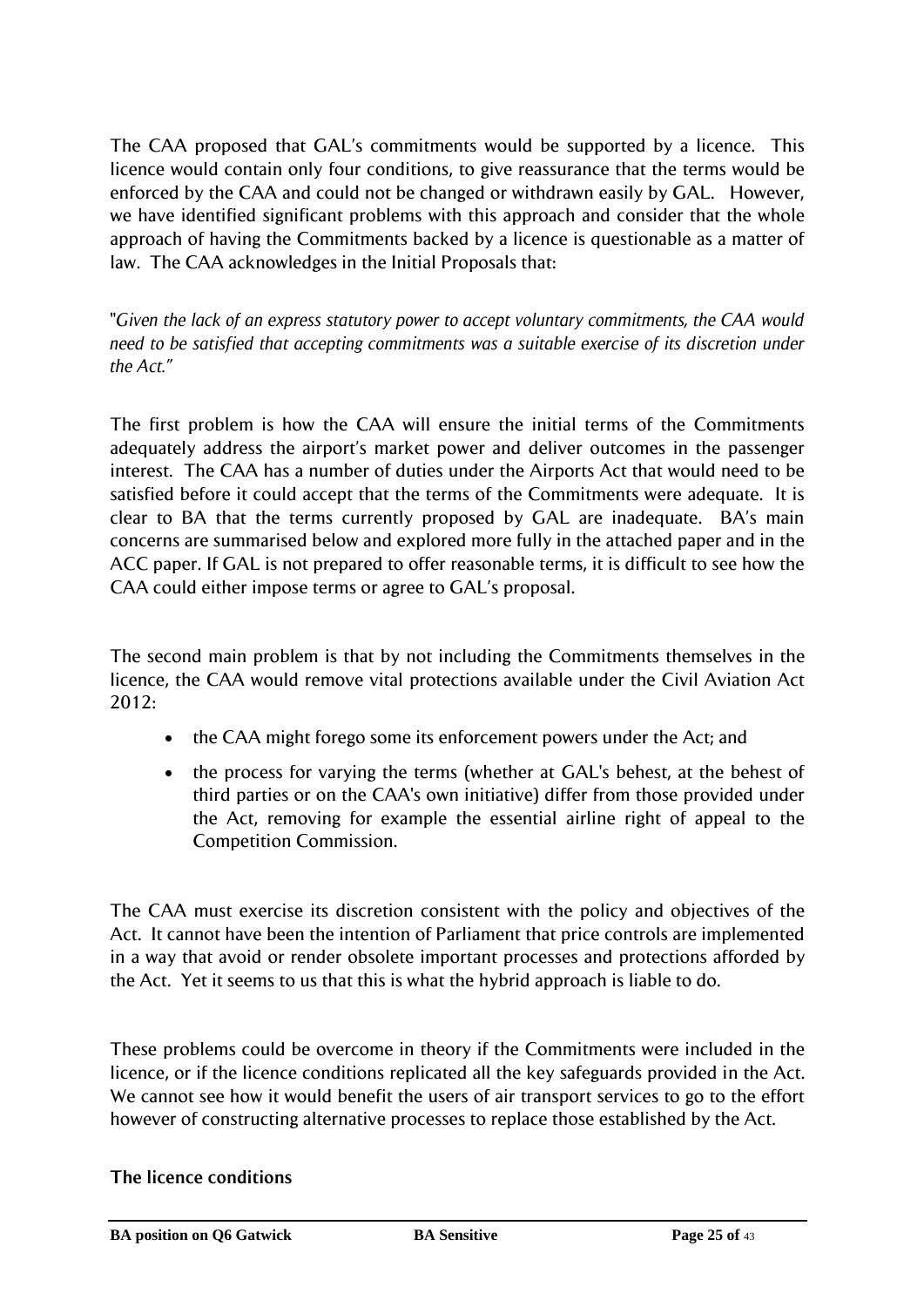The CAA proposed that GAL's commitments would be supported by a licence. This licence would contain only four conditions, to give reassurance that the terms would be enforced by the CAA and could not be changed or withdrawn easily by GAL. However, we have identified significant problems with this approach and consider that the whole approach of having the Commitments backed by a licence is questionable as a matter of law. The CAA acknowledges in the Initial Proposals that:

"*Given the lack of an express statutory power to accept voluntary commitments, the CAA would need to be satisfied that accepting commitments was a suitable exercise of its discretion under the Act.*"

The first problem is how the CAA will ensure the initial terms of the Commitments adequately address the airport's market power and deliver outcomes in the passenger interest. The CAA has a number of duties under the Airports Act that would need to be satisfied before it could accept that the terms of the Commitments were adequate. It is clear to BA that the terms currently proposed by GAL are inadequate. BA's main concerns are summarised below and explored more fully in the attached paper and in the ACC paper. If GAL is not prepared to offer reasonable terms, it is difficult to see how the CAA could either impose terms or agree to GAL's proposal.

The second main problem is that by not including the Commitments themselves in the licence, the CAA would remove vital protections available under the Civil Aviation Act 2012:

- the CAA might forego some its enforcement powers under the Act; and
- the process for varying the terms (whether at GAL's behest, at the behest of third parties or on the CAA's own initiative) differ from those provided under the Act, removing for example the essential airline right of appeal to the Competition Commission.

The CAA must exercise its discretion consistent with the policy and objectives of the Act. It cannot have been the intention of Parliament that price controls are implemented in a way that avoid or render obsolete important processes and protections afforded by the Act. Yet it seems to us that this is what the hybrid approach is liable to do.

These problems could be overcome in theory if the Commitments were included in the licence, or if the licence conditions replicated all the key safeguards provided in the Act. We cannot see how it would benefit the users of air transport services to go to the effort however of constructing alternative processes to replace those established by the Act.

### The licence conditions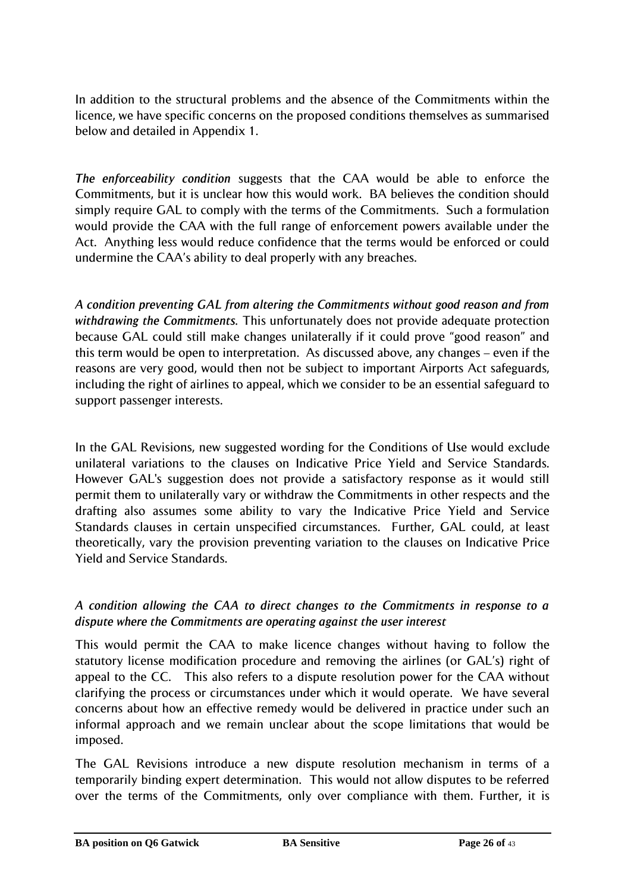In addition to the structural problems and the absence of the Commitments within the licence, we have specific concerns on the proposed conditions themselves as summarised below and detailed in Appendix 1.

***The enforceability condition*** suggests that the CAA would be able to enforce the Commitments, but it is unclear how this would work. BA believes the condition should simply require GAL to comply with the terms of the Commitments. Such a formulation would provide the CAA with the full range of enforcement powers available under the Act. Anything less would reduce confidence that the terms would be enforced or could undermine the CAA's ability to deal properly with any breaches.

*A condition preventing GAL from altering the Commitments without good reason and from withdrawing the Commitments.* This unfortunately does not provide adequate protection because GAL could still make changes unilaterally if it could prove "good reason" and this term would be open to interpretation. As discussed above, any changes – even if the reasons are very good, would then not be subject to important Airports Act safeguards, including the right of airlines to appeal, which we consider to be an essential safeguard to support passenger interests.

In the GAL Revisions, new suggested wording for the Conditions of Use would exclude unilateral variations to the clauses on Indicative Price Yield and Service Standards. However GAL's suggestion does not provide a satisfactory response as it would still permit them to unilaterally vary or withdraw the Commitments in other respects and the drafting also assumes some ability to vary the Indicative Price Yield and Service Standards clauses in certain unspecified circumstances. Further, GAL could, at least theoretically, vary the provision preventing variation to the clauses on Indicative Price Yield and Service Standards.

*A condition allowing the CAA to direct changes to the Commitments in response to a dispute where the Commitments are operating against the user interest*

This would permit the CAA to make licence changes without having to follow the statutory license modification procedure and removing the airlines (or GAL's) right of appeal to the CC. This also refers to a dispute resolution power for the CAA without clarifying the process or circumstances under which it would operate. We have several concerns about how an effective remedy would be delivered in practice under such an informal approach and we remain unclear about the scope limitations that would be imposed.

The GAL Revisions introduce a new dispute resolution mechanism in terms of a temporarily binding expert determination. This would not allow disputes to be referred over the terms of the Commitments, only over compliance with them. Further, it is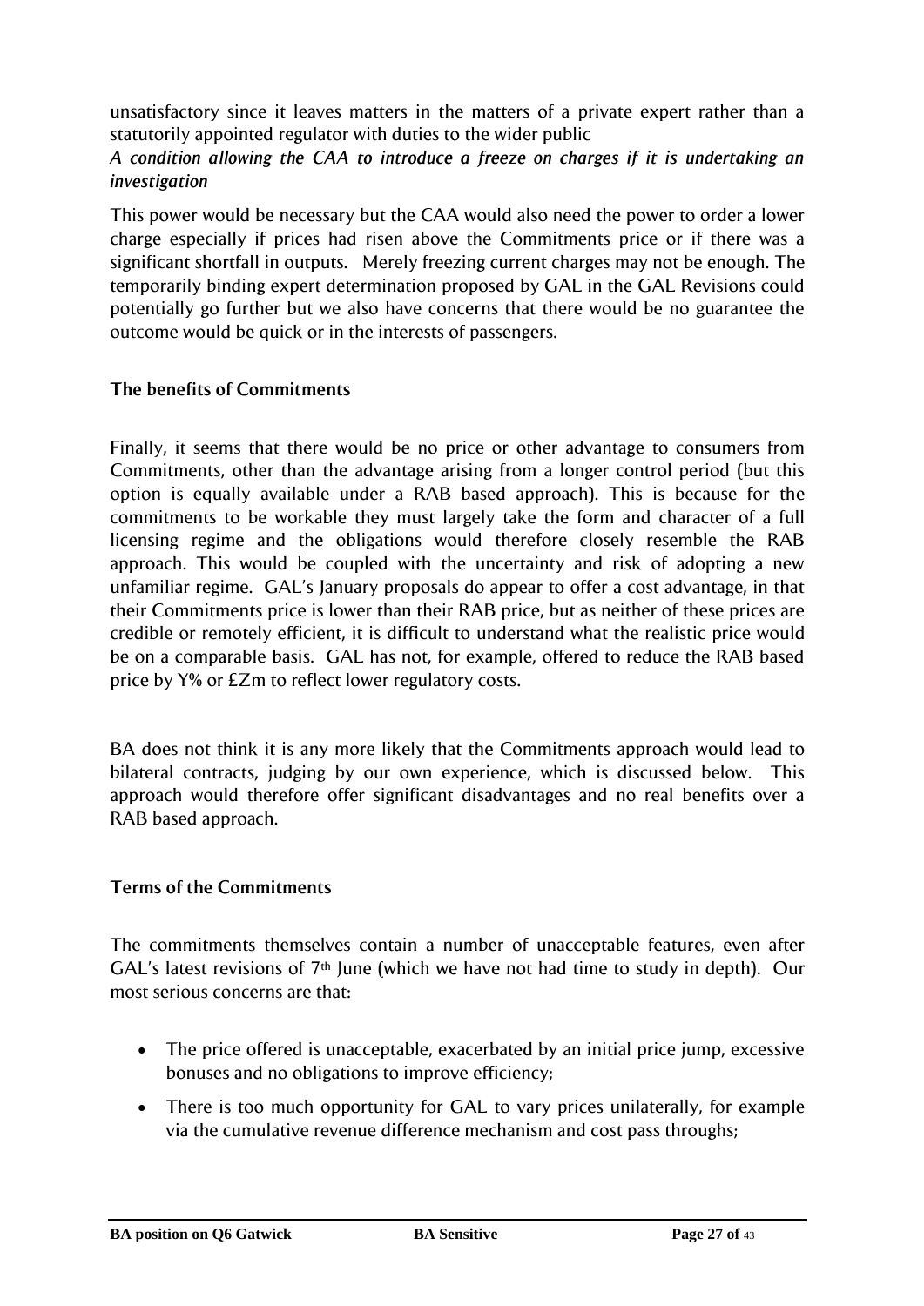unsatisfactory since it leaves matters in the matters of a private expert rather than a statutorily appointed regulator with duties to the wider public

***A condition allowing the CAA to introduce a freeze on charges if it is undertaking an investigation***

This power would be necessary but the CAA would also need the power to order a lower charge especially if prices had risen above the Commitments price or if there was a significant shortfall in outputs. Merely freezing current charges may not be enough. The temporarily binding expert determination proposed by GAL in the GAL Revisions could potentially go further but we also have concerns that there would be no guarantee the outcome would be quick or in the interests of passengers.

### The benefits of Commitments

Finally, it seems that there would be no price or other advantage to consumers from Commitments, other than the advantage arising from a longer control period (but this option is equally available under a RAB based approach). This is because for the commitments to be workable they must largely take the form and character of a full licensing regime and the obligations would therefore closely resemble the RAB approach. This would be coupled with the uncertainty and risk of adopting a new unfamiliar regime. GAL's January proposals do appear to offer a cost advantage, in that their Commitments price is lower than their RAB price, but as neither of these prices are credible or remotely efficient, it is difficult to understand what the realistic price would be on a comparable basis. GAL has not, for example, offered to reduce the RAB based price by Y% or £Zm to reflect lower regulatory costs.

BA does not think it is any more likely that the Commitments approach would lead to bilateral contracts, judging by our own experience, which is discussed below. This approach would therefore offer significant disadvantages and no real benefits over a RAB based approach.

### Terms of the Commitments

The commitments themselves contain a number of unacceptable features, even after GAL's latest revisions of 7th June (which we have not had time to study in depth). Our most serious concerns are that:

- The price offered is unacceptable, exacerbated by an initial price jump, excessive bonuses and no obligations to improve efficiency;
- There is too much opportunity for GAL to vary prices unilaterally, for example via the cumulative revenue difference mechanism and cost pass throughs;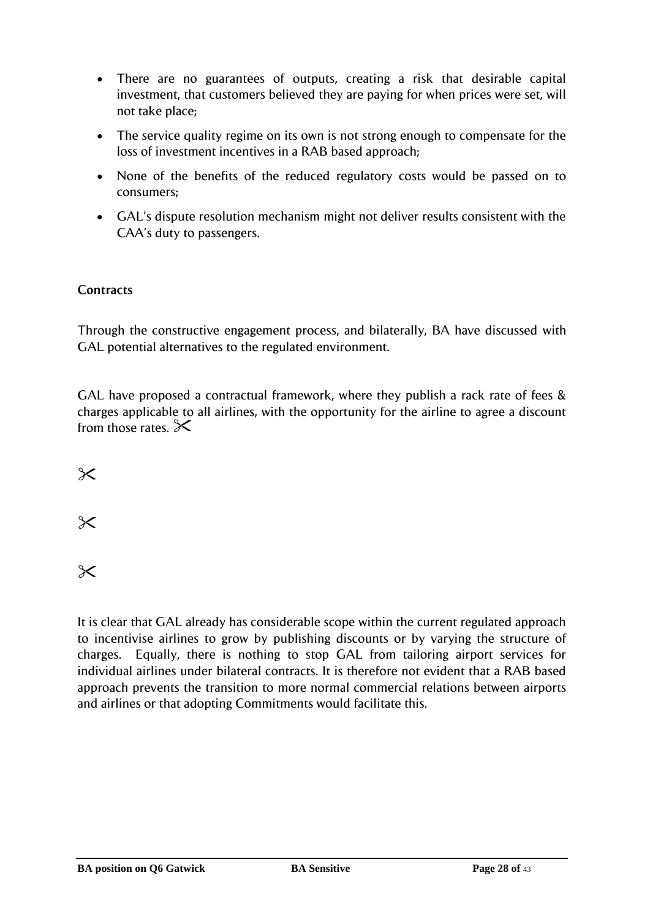- There are no guarantees of outputs, creating a risk that desirable capital investment, that customers believed they are paying for when prices were set, will not take place;
- The service quality regime on its own is not strong enough to compensate for the loss of investment incentives in a RAB based approach;
- None of the benefits of the reduced regulatory costs would be passed on to consumers;
- GAL's dispute resolution mechanism might not deliver results consistent with the CAA's duty to passengers.

**Contracts**

Through the constructive engagement process, and bilaterally, BA have discussed with GAL potential alternatives to the regulated environment.

GAL have proposed a contractual framework, where they publish a rack rate of fees & charges applicable to all airlines, with the opportunity for the airline to agree a discount from those rates. ✂

✂

✂

✂

It is clear that GAL already has considerable scope within the current regulated approach to incentivise airlines to grow by publishing discounts or by varying the structure of charges. Equally, there is nothing to stop GAL from tailoring airport services for individual airlines under bilateral contracts. It is therefore not evident that a RAB based approach prevents the transition to more normal commercial relations between airports and airlines or that adopting Commitments would facilitate this.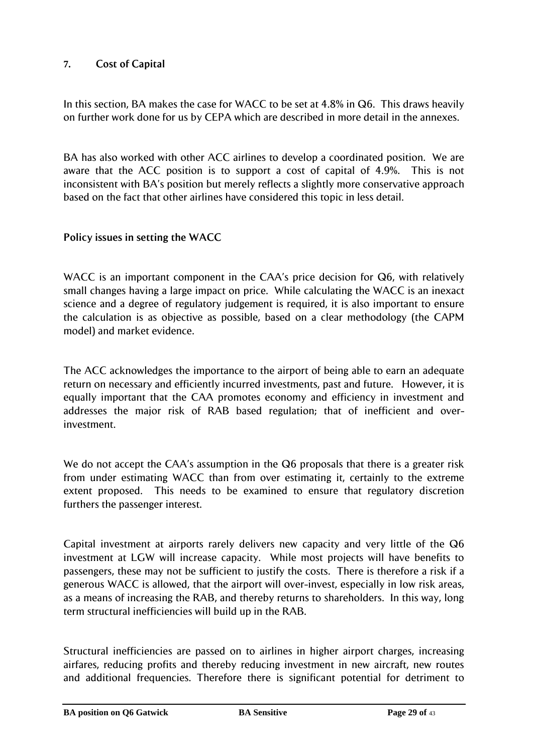## 7. Cost of Capital

In this section, BA makes the case for WACC to be set at 4.8% in Q6. This draws heavily on further work done for us by CEPA which are described in more detail in the annexes.

BA has also worked with other ACC airlines to develop a coordinated position. We are aware that the ACC position is to support a cost of capital of 4.9%. This is not inconsistent with BA's position but merely reflects a slightly more conservative approach based on the fact that other airlines have considered this topic in less detail.

### Policy issues in setting the WACC

WACC is an important component in the CAA's price decision for Q6, with relatively small changes having a large impact on price. While calculating the WACC is an inexact science and a degree of regulatory judgement is required, it is also important to ensure the calculation is as objective as possible, based on a clear methodology (the CAPM model) and market evidence.

The ACC acknowledges the importance to the airport of being able to earn an adequate return on necessary and efficiently incurred investments, past and future. However, it is equally important that the CAA promotes economy and efficiency in investment and addresses the major risk of RAB based regulation; that of inefficient and over-investment.

We do not accept the CAA's assumption in the Q6 proposals that there is a greater risk from under estimating WACC than from over estimating it, certainly to the extreme extent proposed. This needs to be examined to ensure that regulatory discretion furthers the passenger interest.

Capital investment at airports rarely delivers new capacity and very little of the Q6 investment at LGW will increase capacity. While most projects will have benefits to passengers, these may not be sufficient to justify the costs. There is therefore a risk if a generous WACC is allowed, that the airport will over-invest, especially in low risk areas, as a means of increasing the RAB, and thereby returns to shareholders. In this way, long term structural inefficiencies will build up in the RAB.

Structural inefficiencies are passed on to airlines in higher airport charges, increasing airfares, reducing profits and thereby reducing investment in new aircraft, new routes and additional frequencies. Therefore there is significant potential for detriment to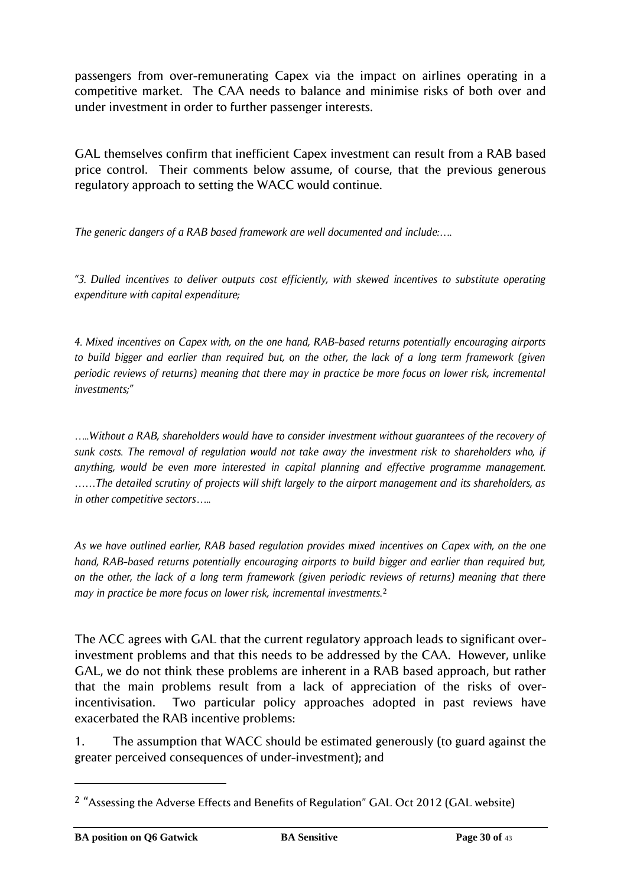passengers from over-remunerating Capex via the impact on airlines operating in a competitive market. The CAA needs to balance and minimise risks of both over and under investment in order to further passenger interests.

GAL themselves confirm that inefficient Capex investment can result from a RAB based price control. Their comments below assume, of course, that the previous generous regulatory approach to setting the WACC would continue.

*The generic dangers of a RAB based framework are well documented and include:….*

*"3. Dulled incentives to deliver outputs cost efficiently, with skewed incentives to substitute operating expenditure with capital expenditure;*

*4. Mixed incentives on Capex with, on the one hand, RAB-based returns potentially encouraging airports to build bigger and earlier than required but, on the other, the lack of a long term framework (given periodic reviews of returns) meaning that there may in practice be more focus on lower risk, incremental investments;"*

*…..Without a RAB, shareholders would have to consider investment without guarantees of the recovery of sunk costs. The removal of regulation would not take away the investment risk to shareholders who, if anything, would be even more interested in capital planning and effective programme management. ……The detailed scrutiny of projects will shift largely to the airport management and its shareholders, as in other competitive sectors…..*

*As we have outlined earlier, RAB based regulation provides mixed incentives on Capex with, on the one hand, RAB-based returns potentially encouraging airports to build bigger and earlier than required but, on the other, the lack of a long term framework (given periodic reviews of returns) meaning that there may in practice be more focus on lower risk, incremental investments.*[2]

The ACC agrees with GAL that the current regulatory approach leads to significant over-investment problems and that this needs to be addressed by the CAA. However, unlike GAL, we do not think these problems are inherent in a RAB based approach, but rather that the main problems result from a lack of appreciation of the risks of over-incentivisation. Two particular policy approaches adopted in past reviews have exacerbated the RAB incentive problems:

1. The assumption that WACC should be estimated generously (to guard against the greater perceived consequences of under-investment); and

---

[2] "Assessing the Adverse Effects and Benefits of Regulation" GAL Oct 2012 (GAL website)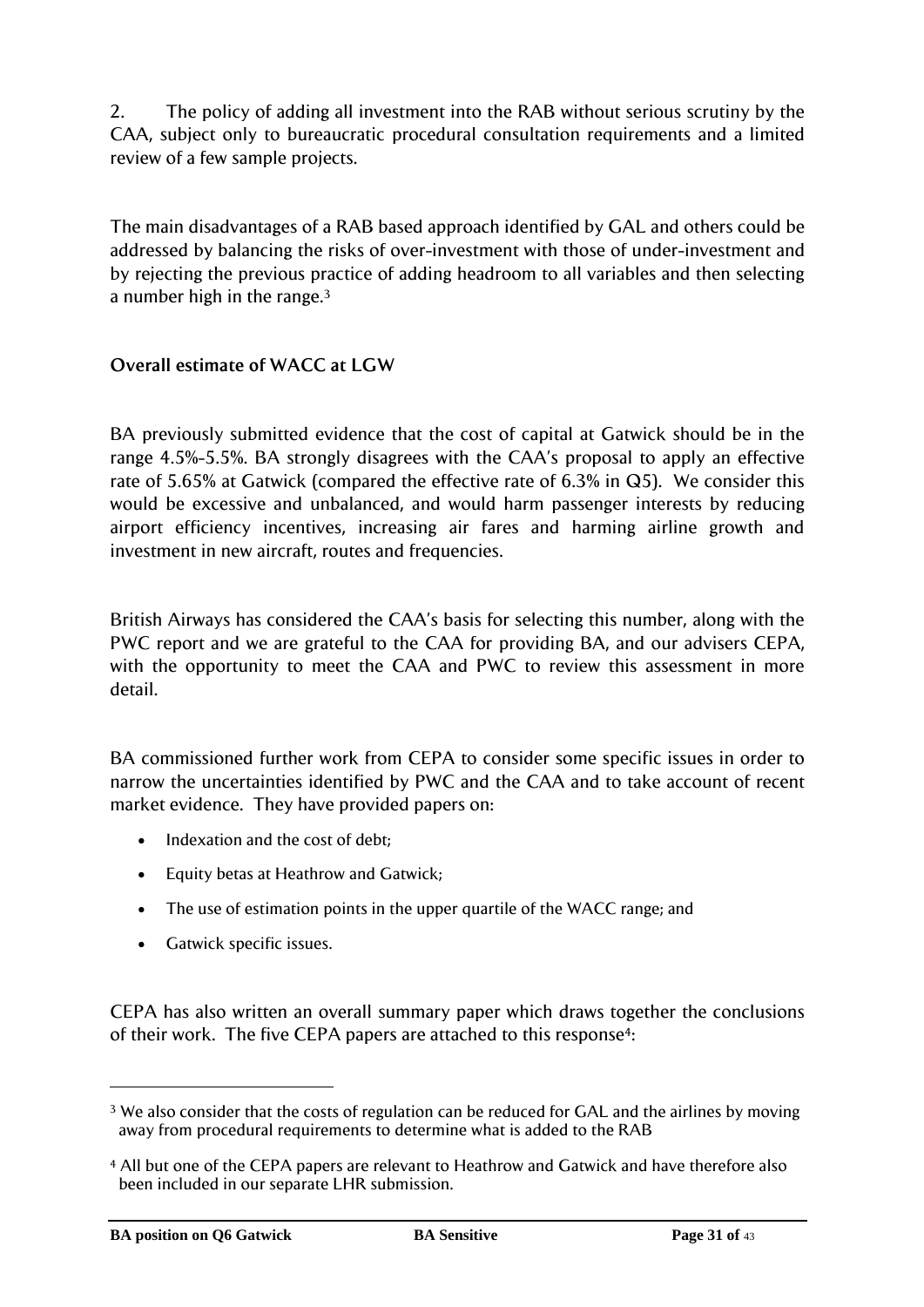2. The policy of adding all investment into the RAB without serious scrutiny by the CAA, subject only to bureaucratic procedural consultation requirements and a limited review of a few sample projects.

The main disadvantages of a RAB based approach identified by GAL and others could be addressed by balancing the risks of over-investment with those of under-investment and by rejecting the previous practice of adding headroom to all variables and then selecting a number high in the range.[3]

**Overall estimate of WACC at LGW**

BA previously submitted evidence that the cost of capital at Gatwick should be in the range 4.5%-5.5%. BA strongly disagrees with the CAA's proposal to apply an effective rate of 5.65% at Gatwick (compared the effective rate of 6.3% in Q5). We consider this would be excessive and unbalanced, and would harm passenger interests by reducing airport efficiency incentives, increasing air fares and harming airline growth and investment in new aircraft, routes and frequencies.

British Airways has considered the CAA's basis for selecting this number, along with the PWC report and we are grateful to the CAA for providing BA, and our advisers CEPA, with the opportunity to meet the CAA and PWC to review this assessment in more detail.

BA commissioned further work from CEPA to consider some specific issues in order to narrow the uncertainties identified by PWC and the CAA and to take account of recent market evidence. They have provided papers on:

- Indexation and the cost of debt;
- Equity betas at Heathrow and Gatwick;
- The use of estimation points in the upper quartile of the WACC range; and
- Gatwick specific issues.

CEPA has also written an overall summary paper which draws together the conclusions of their work. The five CEPA papers are attached to this response[4]:

---

[3] We also consider that the costs of regulation can be reduced for GAL and the airlines by moving away from procedural requirements to determine what is added to the RAB

[4] All but one of the CEPA papers are relevant to Heathrow and Gatwick and have therefore also been included in our separate LHR submission.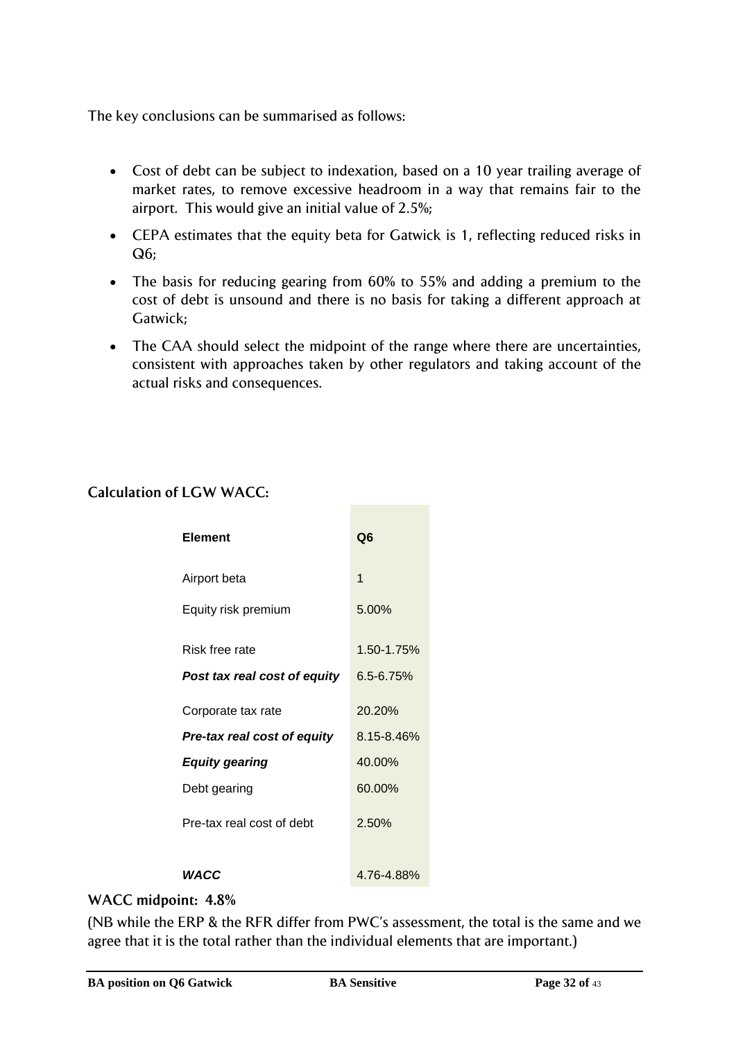The key conclusions can be summarised as follows:

- Cost of debt can be subject to indexation, based on a 10 year trailing average of market rates, to remove excessive headroom in a way that remains fair to the airport. This would give an initial value of 2.5%;
- CEPA estimates that the equity beta for Gatwick is 1, reflecting reduced risks in Q6;
- The basis for reducing gearing from 60% to 55% and adding a premium to the cost of debt is unsound and there is no basis for taking a different approach at Gatwick;
- The CAA should select the midpoint of the range where there are uncertainties, consistent with approaches taken by other regulators and taking account of the actual risks and consequences.

## Calculation of LGW WACC:

| Element | Q6 |
|---|---|
| Airport beta | 1 |
| Equity risk premium | 5.00% |
| Risk free rate | 1.50-1.75% |
| ***Post tax real cost of equity*** | 6.5-6.75% |
| Corporate tax rate | 20.20% |
| ***Pre-tax real cost of equity*** | 8.15-8.46% |
| ***Equity gearing*** | 40.00% |
| Debt gearing | 60.00% |
| Pre-tax real cost of debt | 2.50% |
| ***WACC*** | 4.76-4.88% |

**WACC midpoint: 4.8%**

(NB while the ERP & the RFR differ from PWC's assessment, the total is the same and we agree that it is the total rather than the individual elements that are important.)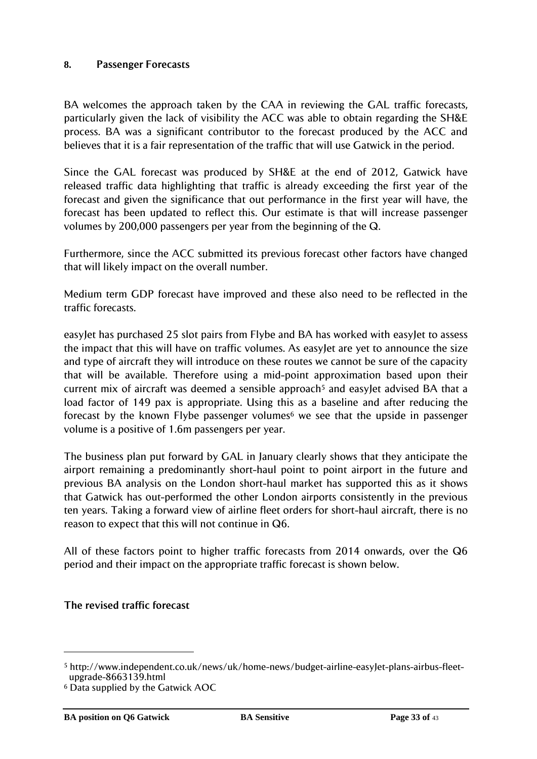## 8. Passenger Forecasts

BA welcomes the approach taken by the CAA in reviewing the GAL traffic forecasts, particularly given the lack of visibility the ACC was able to obtain regarding the SH&E process. BA was a significant contributor to the forecast produced by the ACC and believes that it is a fair representation of the traffic that will use Gatwick in the period.

Since the GAL forecast was produced by SH&E at the end of 2012, Gatwick have released traffic data highlighting that traffic is already exceeding the first year of the forecast and given the significance that out performance in the first year will have, the forecast has been updated to reflect this. Our estimate is that will increase passenger volumes by 200,000 passengers per year from the beginning of the Q.

Furthermore, since the ACC submitted its previous forecast other factors have changed that will likely impact on the overall number.

Medium term GDP forecast have improved and these also need to be reflected in the traffic forecasts.

easyJet has purchased 25 slot pairs from Flybe and BA has worked with easyJet to assess the impact that this will have on traffic volumes. As easyJet are yet to announce the size and type of aircraft they will introduce on these routes we cannot be sure of the capacity that will be available. Therefore using a mid-point approximation based upon their current mix of aircraft was deemed a sensible approach[5] and easyJet advised BA that a load factor of 149 pax is appropriate. Using this as a baseline and after reducing the forecast by the known Flybe passenger volumes[6] we see that the upside in passenger volume is a positive of 1.6m passengers per year.

The business plan put forward by GAL in January clearly shows that they anticipate the airport remaining a predominantly short-haul point to point airport in the future and previous BA analysis on the London short-haul market has supported this as it shows that Gatwick has out-performed the other London airports consistently in the previous ten years. Taking a forward view of airline fleet orders for short-haul aircraft, there is no reason to expect that this will not continue in Q6.

All of these factors point to higher traffic forecasts from 2014 onwards, over the Q6 period and their impact on the appropriate traffic forecast is shown below.

### The revised traffic forecast

---

[5] http://www.independent.co.uk/news/uk/home-news/budget-airline-easyJet-plans-airbus-fleet-upgrade-8663139.html

[6] Data supplied by the Gatwick AOC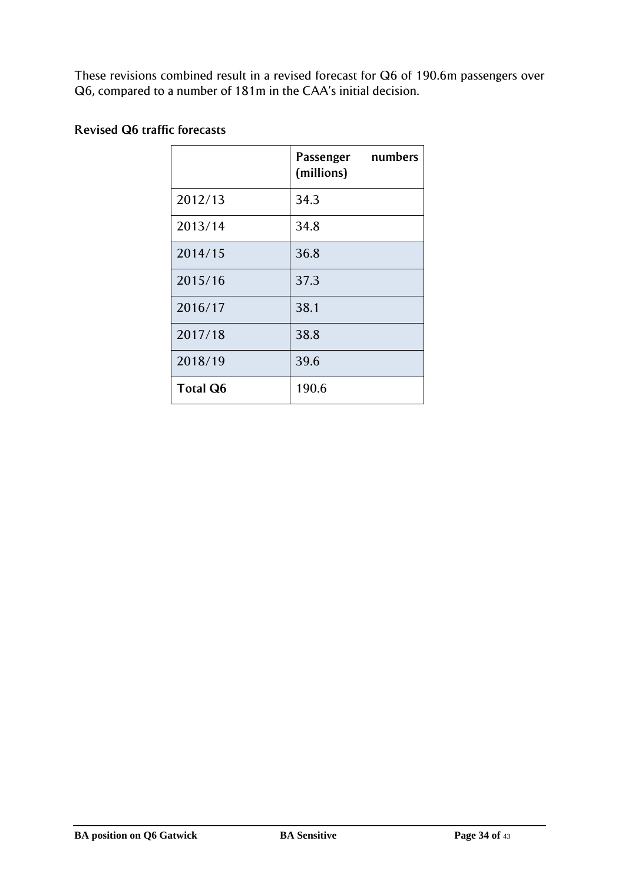These revisions combined result in a revised forecast for Q6 of 190.6m passengers over Q6, compared to a number of 181m in the CAA's initial decision.

**Revised Q6 traffic forecasts**

| | **Passenger numbers (millions)** |
|---|---|
| 2012/13 | 34.3 |
| 2013/14 | 34.8 |
| 2014/15 | 36.8 |
| 2015/16 | 37.3 |
| 2016/17 | 38.1 |
| 2017/18 | 38.8 |
| 2018/19 | 39.6 |
| **Total Q6** | 190.6 |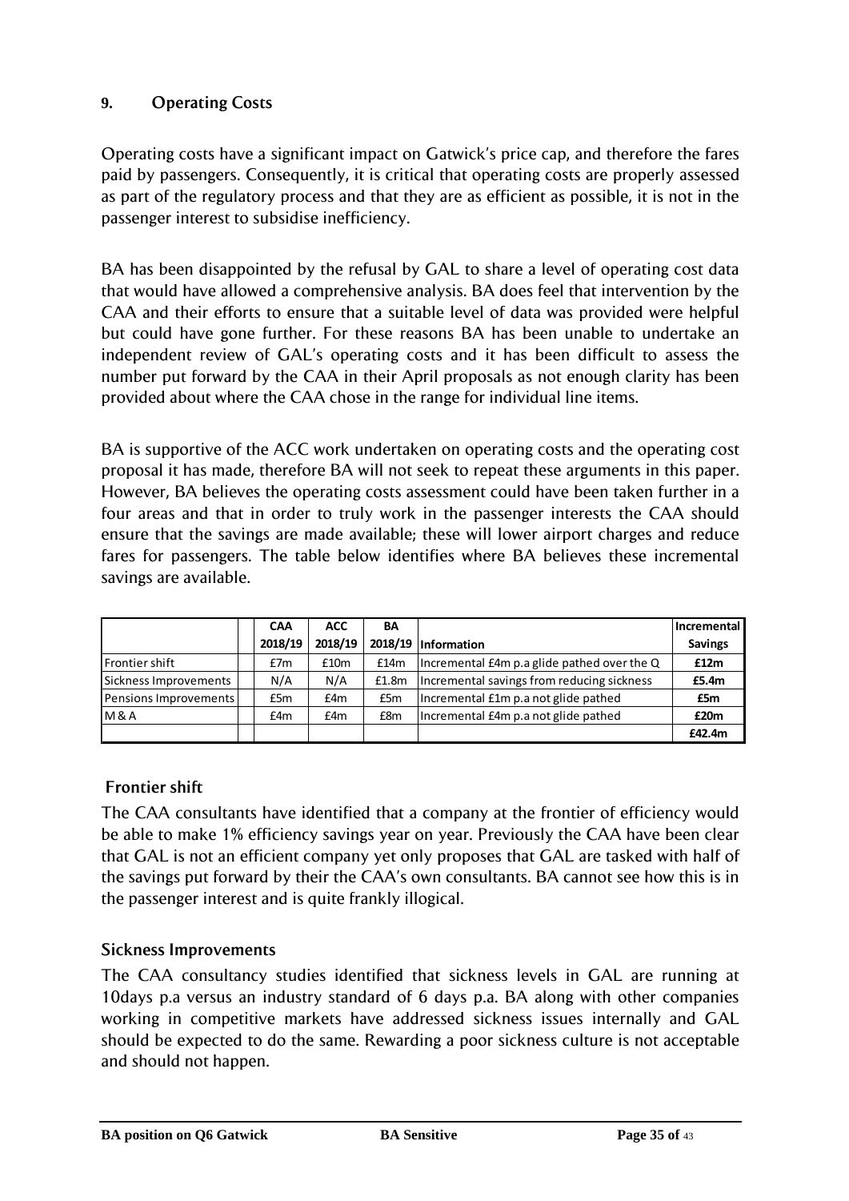## 9. Operating Costs

Operating costs have a significant impact on Gatwick's price cap, and therefore the fares paid by passengers. Consequently, it is critical that operating costs are properly assessed as part of the regulatory process and that they are as efficient as possible, it is not in the passenger interest to subsidise inefficiency.

BA has been disappointed by the refusal by GAL to share a level of operating cost data that would have allowed a comprehensive analysis. BA does feel that intervention by the CAA and their efforts to ensure that a suitable level of data was provided were helpful but could have gone further. For these reasons BA has been unable to undertake an independent review of GAL's operating costs and it has been difficult to assess the number put forward by the CAA in their April proposals as not enough clarity has been provided about where the CAA chose in the range for individual line items.

BA is supportive of the ACC work undertaken on operating costs and the operating cost proposal it has made, therefore BA will not seek to repeat these arguments in this paper. However, BA believes the operating costs assessment could have been taken further in a four areas and that in order to truly work in the passenger interests the CAA should ensure that the savings are made available; these will lower airport charges and reduce fares for passengers. The table below identifies where BA believes these incremental savings are available.

| | | CAA 2018/19 | ACC 2018/19 | BA 2018/19 | Information | Incremental Savings |
|---|---|---|---|---|---|---|
| Frontier shift | | £7m | £10m | £14m | Incremental £4m p.a glide pathed over the Q | **£12m** |
| Sickness Improvements | | N/A | N/A | £1.8m | Incremental savings from reducing sickness | **£5.4m** |
| Pensions Improvements | | £5m | £4m | £5m | Incremental £1m p.a not glide pathed | **£5m** |
| M & A | | £4m | £4m | £8m | Incremental £4m p.a not glide pathed | **£20m** |
| | | | | | | **£42.4m** |

### Frontier shift

The CAA consultants have identified that a company at the frontier of efficiency would be able to make 1% efficiency savings year on year. Previously the CAA have been clear that GAL is not an efficient company yet only proposes that GAL are tasked with half of the savings put forward by their the CAA's own consultants. BA cannot see how this is in the passenger interest and is quite frankly illogical.

### Sickness Improvements

The CAA consultancy studies identified that sickness levels in GAL are running at 10days p.a versus an industry standard of 6 days p.a. BA along with other companies working in competitive markets have addressed sickness issues internally and GAL should be expected to do the same. Rewarding a poor sickness culture is not acceptable and should not happen.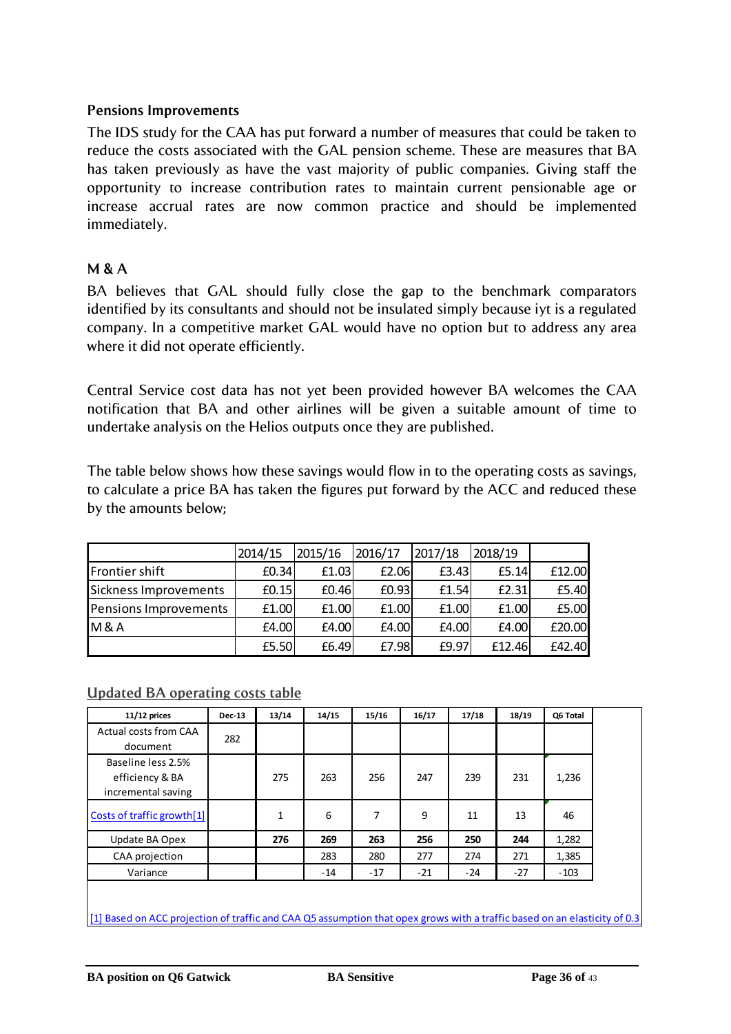### Pensions Improvements

The IDS study for the CAA has put forward a number of measures that could be taken to reduce the costs associated with the GAL pension scheme. These are measures that BA has taken previously as have the vast majority of public companies. Giving staff the opportunity to increase contribution rates to maintain current pensionable age or increase accrual rates are now common practice and should be implemented immediately.

### M & A

BA believes that GAL should fully close the gap to the benchmark comparators identified by its consultants and should not be insulated simply because iyt is a regulated company. In a competitive market GAL would have no option but to address any area where it did not operate efficiently.

Central Service cost data has not yet been provided however BA welcomes the CAA notification that BA and other airlines will be given a suitable amount of time to undertake analysis on the Helios outputs once they are published.

The table below shows how these savings would flow in to the operating costs as savings, to calculate a price BA has taken the figures put forward by the ACC and reduced these by the amounts below;

| | 2014/15 | 2015/16 | 2016/17 | 2017/18 | 2018/19 | |
|---|---|---|---|---|---|---|
| Frontier shift | £0.34 | £1.03 | £2.06 | £3.43 | £5.14 | £12.00 |
| Sickness Improvements | £0.15 | £0.46 | £0.93 | £1.54 | £2.31 | £5.40 |
| Pensions Improvements | £1.00 | £1.00 | £1.00 | £1.00 | £1.00 | £5.00 |
| M & A | £4.00 | £4.00 | £4.00 | £4.00 | £4.00 | £20.00 |
| | £5.50 | £6.49 | £7.98 | £9.97 | £12.46 | £42.40 |

## Updated BA operating costs table

| 11/12 prices | Dec-13 | 13/14 | 14/15 | 15/16 | 16/17 | 17/18 | 18/19 | Q6 Total |
|---|---|---|---|---|---|---|---|---|
| Actual costs from CAA document | 282 | | | | | | | |
| Baseline less 2.5% efficiency & BA incremental saving | | 275 | 263 | 256 | 247 | 239 | 231 | 1,236 |
| Costs of traffic growth[1] | | 1 | 6 | 7 | 9 | 11 | 13 | 46 |
| Update BA Opex | | **276** | **269** | **263** | **256** | **250** | **244** | 1,282 |
| CAA projection | | | 283 | 280 | 277 | 274 | 271 | 1,385 |
| Variance | | | -14 | -17 | -21 | -24 | -27 | -103 |

[1] Based on ACC projection of traffic and CAA Q5 assumption that opex grows with a traffic based on an elasticity of 0.3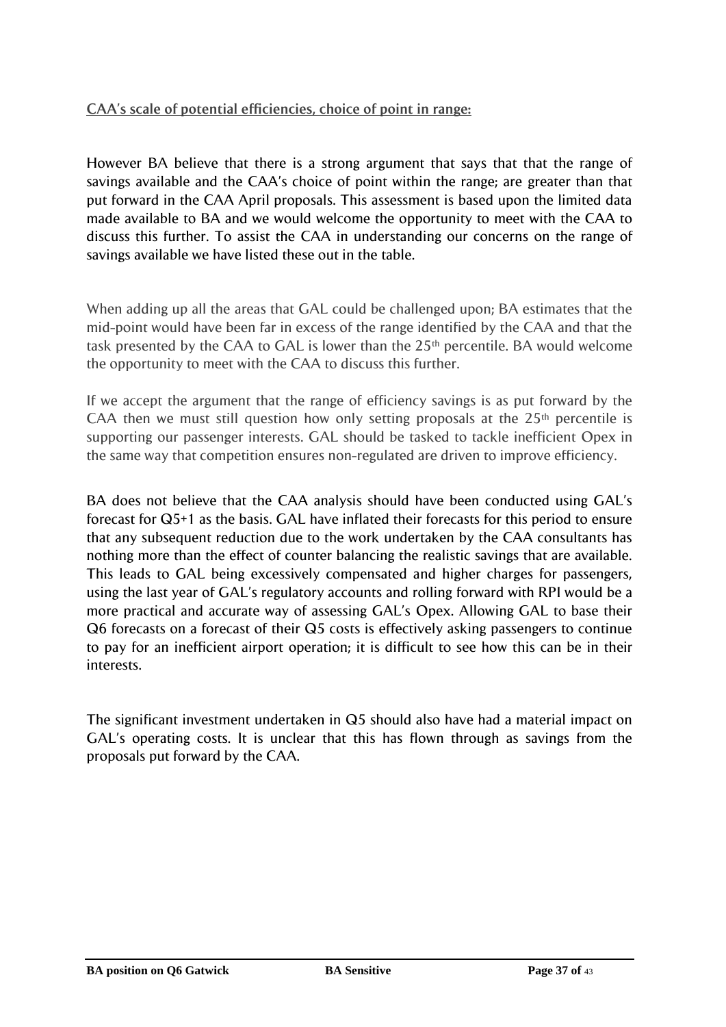## CAA's scale of potential efficiencies, choice of point in range:

However BA believe that there is a strong argument that says that that the range of savings available and the CAA's choice of point within the range; are greater than that put forward in the CAA April proposals. This assessment is based upon the limited data made available to BA and we would welcome the opportunity to meet with the CAA to discuss this further. To assist the CAA in understanding our concerns on the range of savings available we have listed these out in the table.

When adding up all the areas that GAL could be challenged upon; BA estimates that the mid-point would have been far in excess of the range identified by the CAA and that the task presented by the CAA to GAL is lower than the 25th percentile. BA would welcome the opportunity to meet with the CAA to discuss this further.

If we accept the argument that the range of efficiency savings is as put forward by the CAA then we must still question how only setting proposals at the 25th percentile is supporting our passenger interests. GAL should be tasked to tackle inefficient Opex in the same way that competition ensures non-regulated are driven to improve efficiency.

BA does not believe that the CAA analysis should have been conducted using GAL's forecast for Q5+1 as the basis. GAL have inflated their forecasts for this period to ensure that any subsequent reduction due to the work undertaken by the CAA consultants has nothing more than the effect of counter balancing the realistic savings that are available. This leads to GAL being excessively compensated and higher charges for passengers, using the last year of GAL's regulatory accounts and rolling forward with RPI would be a more practical and accurate way of assessing GAL's Opex. Allowing GAL to base their Q6 forecasts on a forecast of their Q5 costs is effectively asking passengers to continue to pay for an inefficient airport operation; it is difficult to see how this can be in their interests.

The significant investment undertaken in Q5 should also have had a material impact on GAL's operating costs. It is unclear that this has flown through as savings from the proposals put forward by the CAA.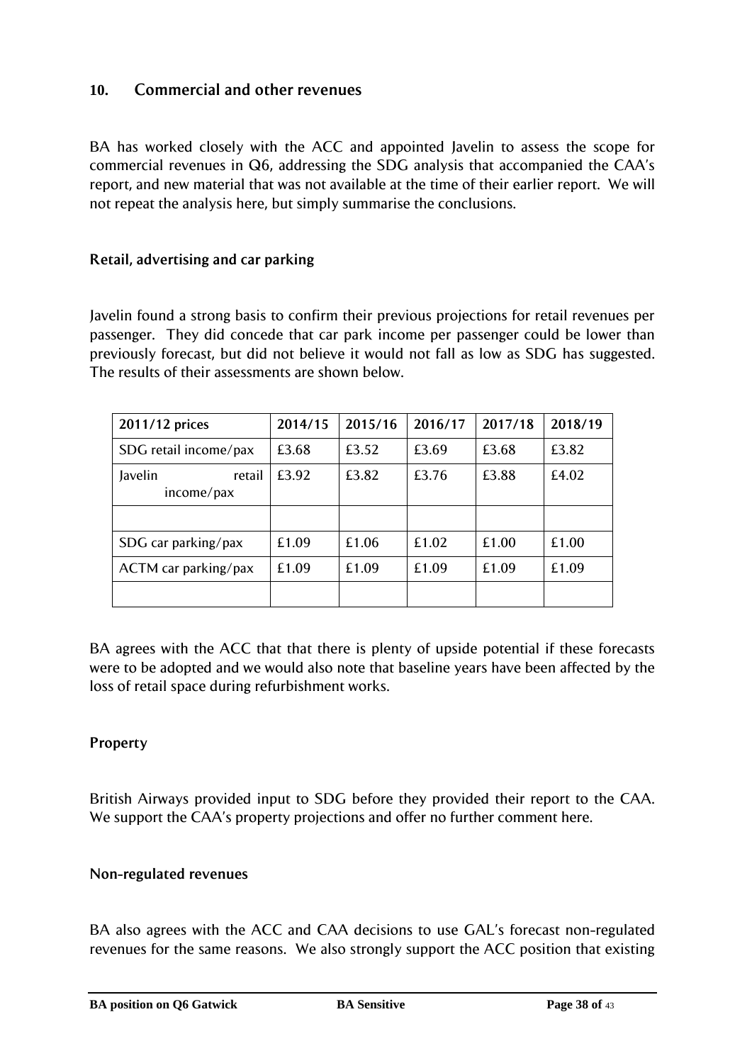## 10. Commercial and other revenues

BA has worked closely with the ACC and appointed Javelin to assess the scope for commercial revenues in Q6, addressing the SDG analysis that accompanied the CAA's report, and new material that was not available at the time of their earlier report. We will not repeat the analysis here, but simply summarise the conclusions.

### Retail, advertising and car parking

Javelin found a strong basis to confirm their previous projections for retail revenues per passenger. They did concede that car park income per passenger could be lower than previously forecast, but did not believe it would not fall as low as SDG has suggested. The results of their assessments are shown below.

| 2011/12 prices | 2014/15 | 2015/16 | 2016/17 | 2017/18 | 2018/19 |
|---|---|---|---|---|---|
| SDG retail income/pax | £3.68 | £3.52 | £3.69 | £3.68 | £3.82 |
| Javelin retail income/pax | £3.92 | £3.82 | £3.76 | £3.88 | £4.02 |
| | | | | | |
| SDG car parking/pax | £1.09 | £1.06 | £1.02 | £1.00 | £1.00 |
| ACTM car parking/pax | £1.09 | £1.09 | £1.09 | £1.09 | £1.09 |
| | | | | | |

BA agrees with the ACC that that there is plenty of upside potential if these forecasts were to be adopted and we would also note that baseline years have been affected by the loss of retail space during refurbishment works.

### Property

British Airways provided input to SDG before they provided their report to the CAA. We support the CAA's property projections and offer no further comment here.

### Non-regulated revenues

BA also agrees with the ACC and CAA decisions to use GAL's forecast non-regulated revenues for the same reasons. We also strongly support the ACC position that existing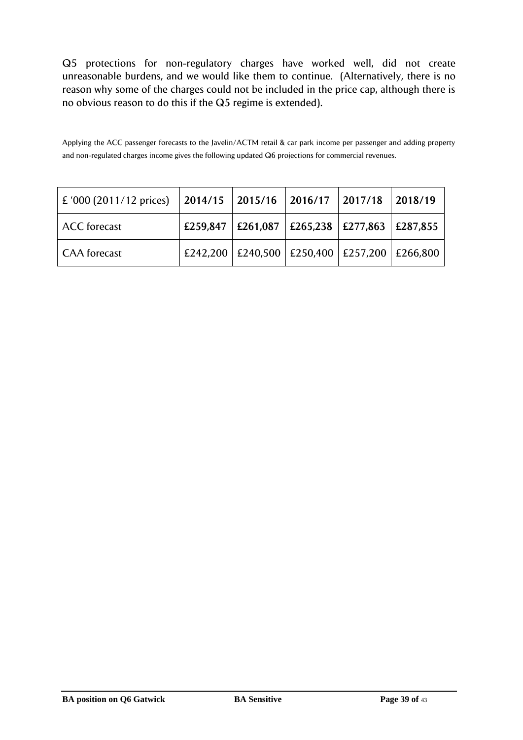Q5 protections for non-regulatory charges have worked well, did not create unreasonable burdens, and we would like them to continue. (Alternatively, there is no reason why some of the charges could not be included in the price cap, although there is no obvious reason to do this if the Q5 regime is extended).

Applying the ACC passenger forecasts to the Javelin/ACTM retail & car park income per passenger and adding property and non-regulated charges income gives the following updated Q6 projections for commercial revenues.

| £ '000 (2011/12 prices) | **2014/15** | **2015/16** | **2016/17** | **2017/18** | **2018/19** |
|---|---|---|---|---|---|
| ACC forecast | **£259,847** | **£261,087** | **£265,238** | **£277,863** | **£287,855** |
| CAA forecast | £242,200 | £240,500 | £250,400 | £257,200 | £266,800 |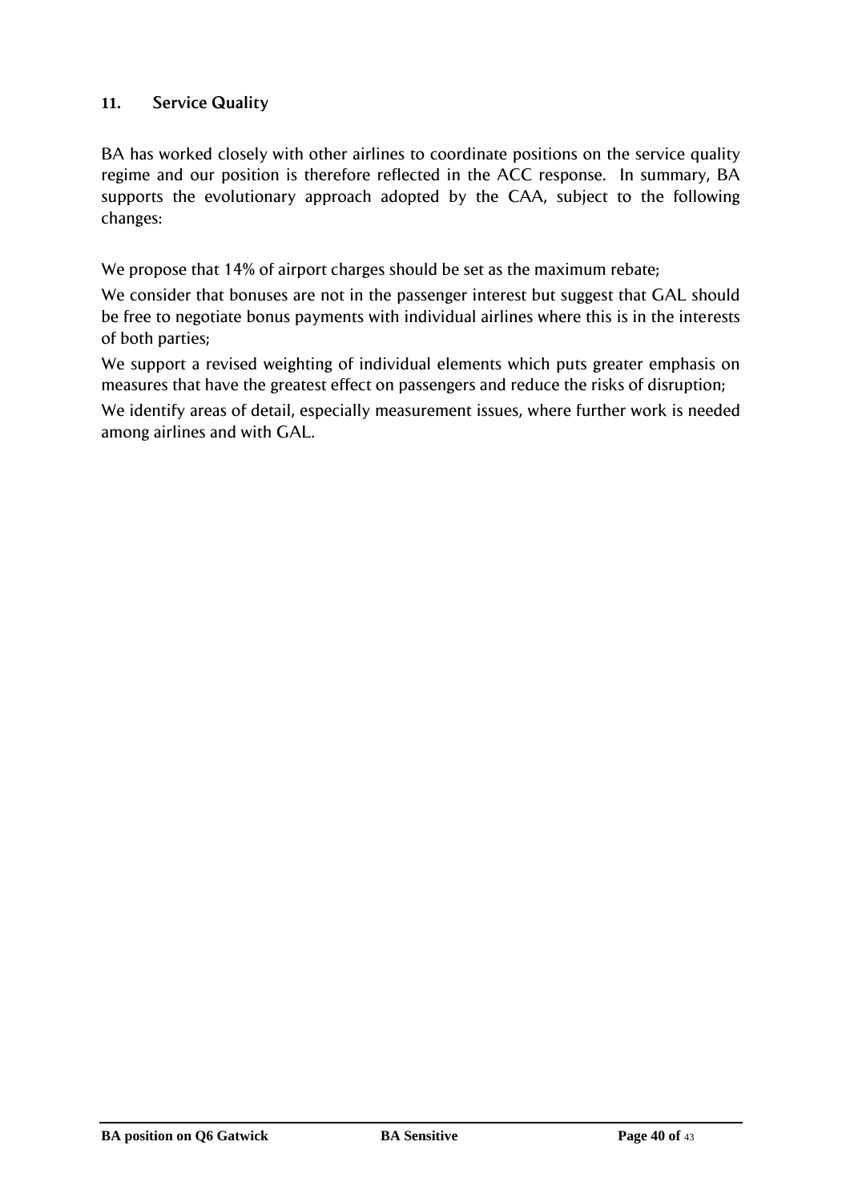## 11. Service Quality

BA has worked closely with other airlines to coordinate positions on the service quality regime and our position is therefore reflected in the ACC response. In summary, BA supports the evolutionary approach adopted by the CAA, subject to the following changes:

We propose that 14% of airport charges should be set as the maximum rebate;

We consider that bonuses are not in the passenger interest but suggest that GAL should be free to negotiate bonus payments with individual airlines where this is in the interests of both parties;

We support a revised weighting of individual elements which puts greater emphasis on measures that have the greatest effect on passengers and reduce the risks of disruption;

We identify areas of detail, especially measurement issues, where further work is needed among airlines and with GAL.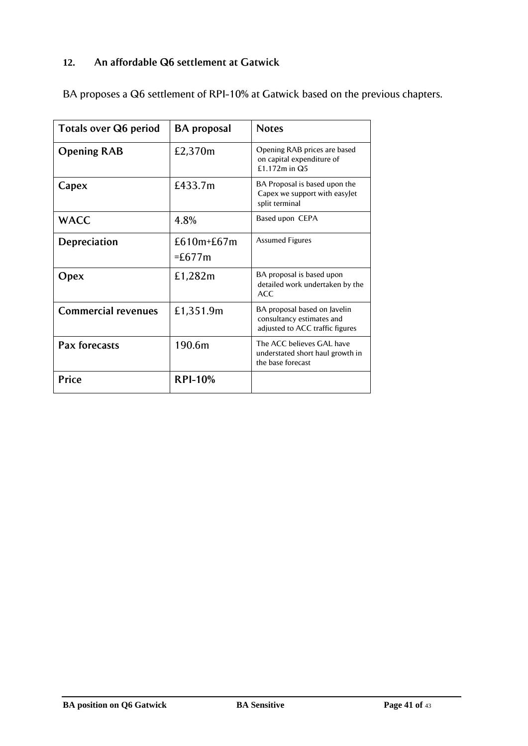## 12. An affordable Q6 settlement at Gatwick

BA proposes a Q6 settlement of RPI-10% at Gatwick based on the previous chapters.

| Totals over Q6 period | BA proposal | Notes |
|---|---|---|
| Opening RAB | £2,370m | Opening RAB prices are based on capital expenditure of £1.172m in Q5 |
| Capex | £433.7m | BA Proposal is based upon the Capex we support with easyJet split terminal |
| WACC | 4.8% | Based upon CEPA |
| Depreciation | £610m+£67m =£677m | Assumed Figures |
| Opex | £1,282m | BA proposal is based upon detailed work undertaken by the ACC |
| Commercial revenues | £1,351.9m | BA proposal based on Javelin consultancy estimates and adjusted to ACC traffic figures |
| Pax forecasts | 190.6m | The ACC believes GAL have understated short haul growth in the base forecast |
| Price | RPI-10% | |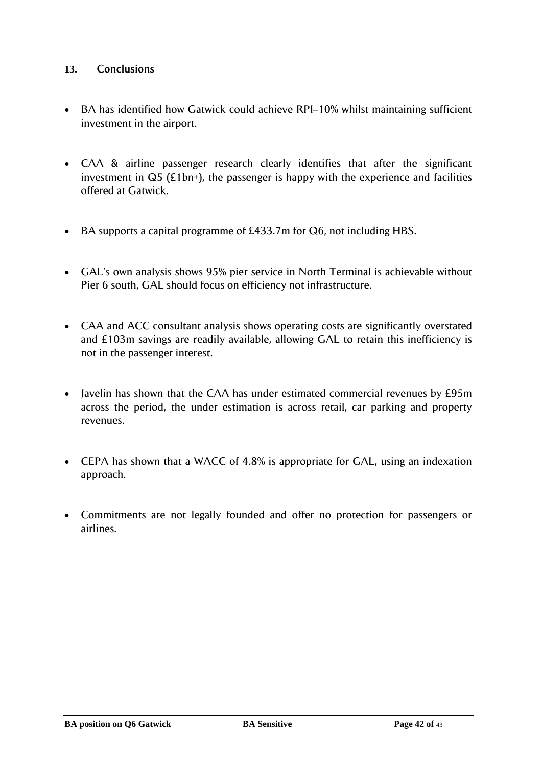## 13. Conclusions

- BA has identified how Gatwick could achieve RPI–10% whilst maintaining sufficient investment in the airport.
- CAA & airline passenger research clearly identifies that after the significant investment in Q5 (£1bn+), the passenger is happy with the experience and facilities offered at Gatwick.
- BA supports a capital programme of £433.7m for Q6, not including HBS.
- GAL's own analysis shows 95% pier service in North Terminal is achievable without Pier 6 south, GAL should focus on efficiency not infrastructure.
- CAA and ACC consultant analysis shows operating costs are significantly overstated and £103m savings are readily available, allowing GAL to retain this inefficiency is not in the passenger interest.
- Javelin has shown that the CAA has under estimated commercial revenues by £95m across the period, the under estimation is across retail, car parking and property revenues.
- CEPA has shown that a WACC of 4.8% is appropriate for GAL, using an indexation approach.
- Commitments are not legally founded and offer no protection for passengers or airlines.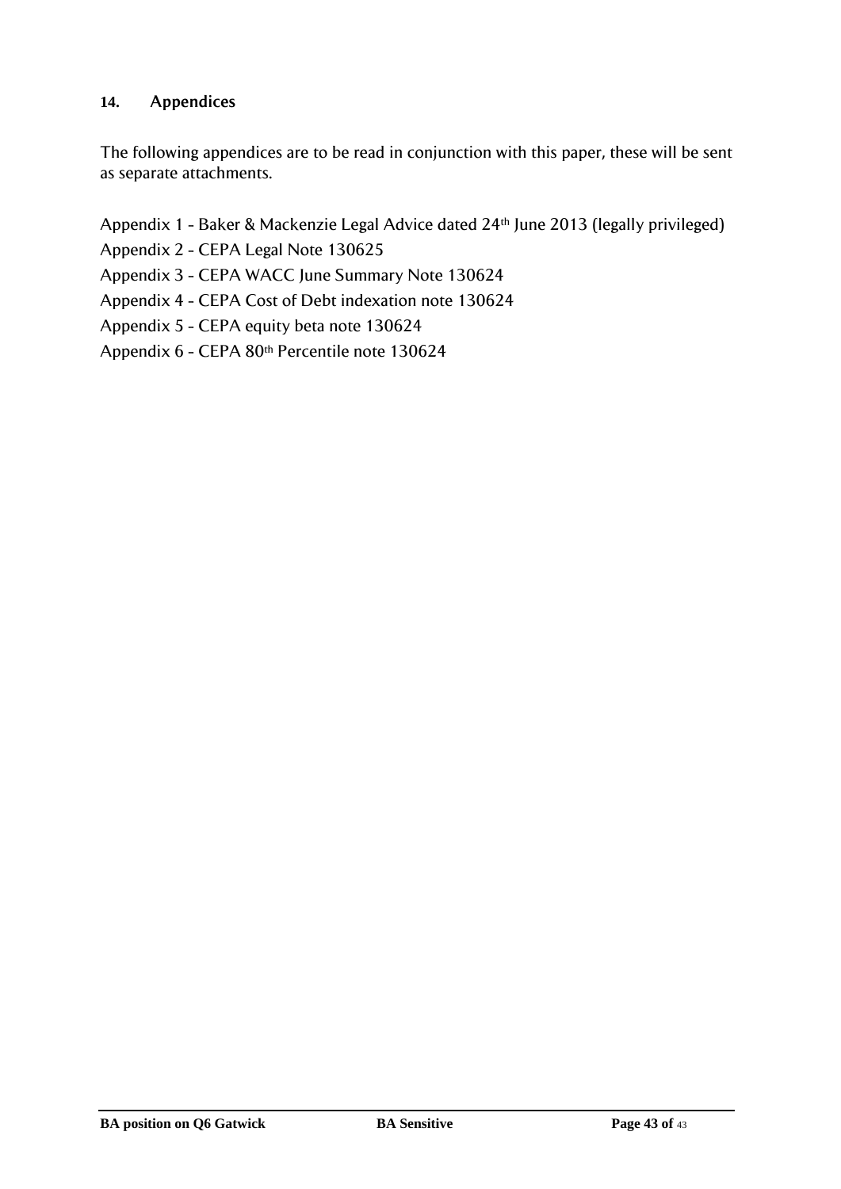## 14. Appendices

The following appendices are to be read in conjunction with this paper, these will be sent as separate attachments.

Appendix 1 - Baker & Mackenzie Legal Advice dated 24th June 2013 (legally privileged)
Appendix 2 - CEPA Legal Note 130625
Appendix 3 - CEPA WACC June Summary Note 130624
Appendix 4 - CEPA Cost of Debt indexation note 130624
Appendix 5 - CEPA equity beta note 130624
Appendix 6 - CEPA 80th Percentile note 130624